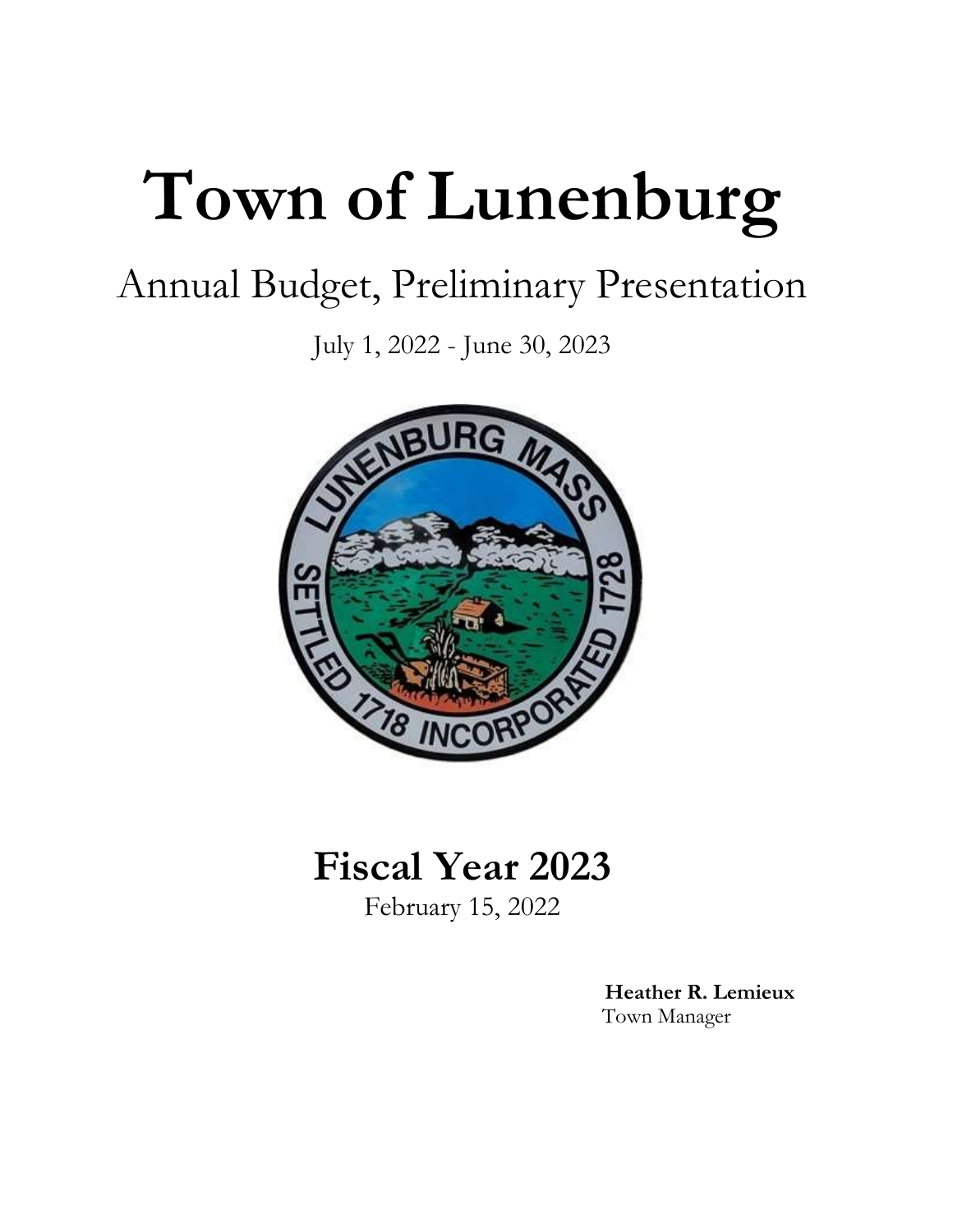# Town of Lunenburg

## Annual Budget, Preliminary Presentation

July 1, 2022 - June 30, 2023

## Fiscal Year 2023

February 15, 2022

**Heather R. Lemieux**
Town Manager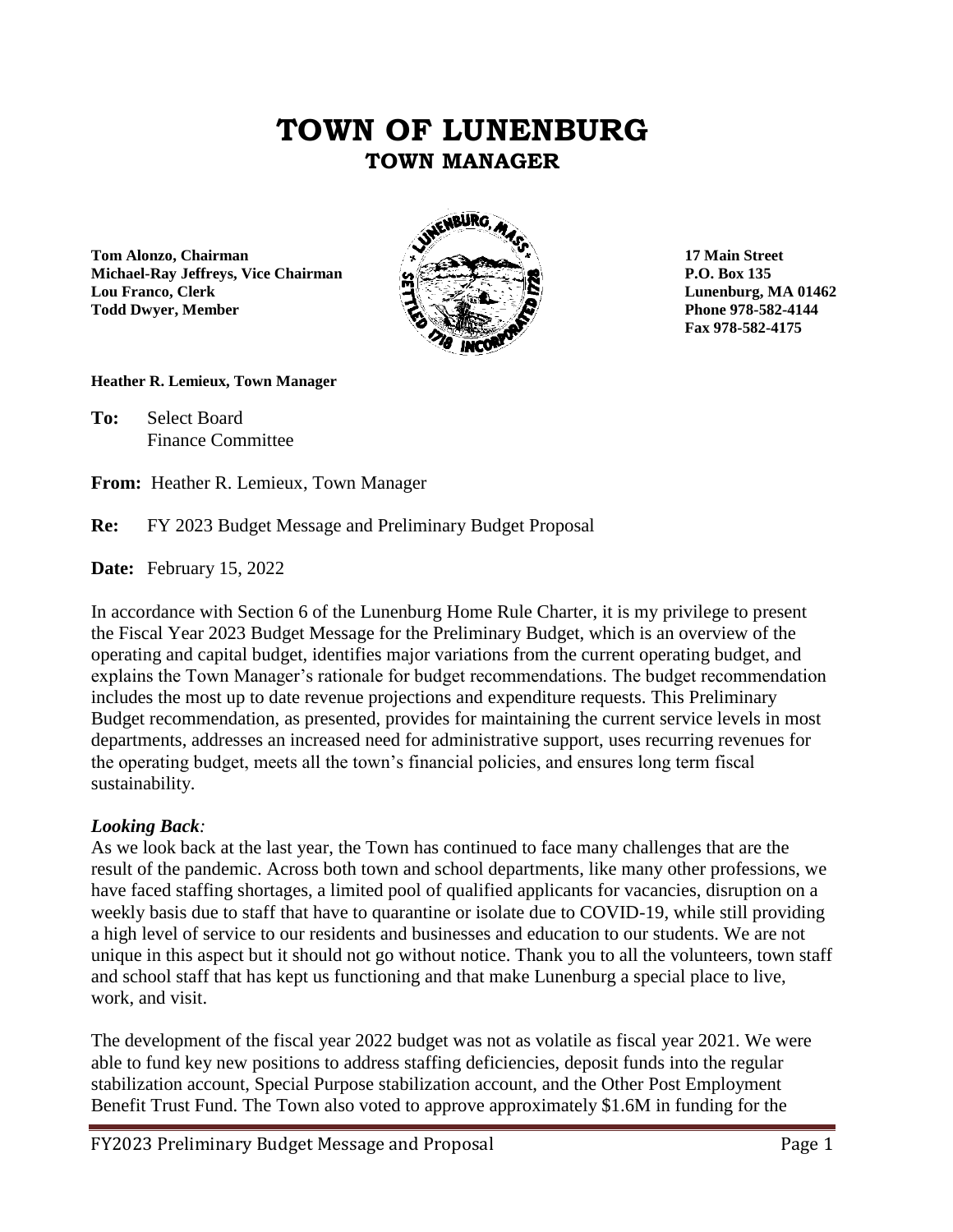# TOWN OF LUNENBURG
## TOWN MANAGER

**Tom Alonzo, Chairman**
**Michael-Ray Jeffreys, Vice Chairman**
**Lou Franco, Clerk**
**Todd Dwyer, Member**

**17 Main Street**
**P.O. Box 135**
**Lunenburg, MA 01462**
**Phone 978-582-4144**
**Fax 978-582-4175**

**Heather R. Lemieux, Town Manager**

**To:** Select Board
Finance Committee

**From:** Heather R. Lemieux, Town Manager

**Re:** FY 2023 Budget Message and Preliminary Budget Proposal

**Date:** February 15, 2022

In accordance with Section 6 of the Lunenburg Home Rule Charter, it is my privilege to present the Fiscal Year 2023 Budget Message for the Preliminary Budget, which is an overview of the operating and capital budget, identifies major variations from the current operating budget, and explains the Town Manager's rationale for budget recommendations. The budget recommendation includes the most up to date revenue projections and expenditure requests. This Preliminary Budget recommendation, as presented, provides for maintaining the current service levels in most departments, addresses an increased need for administrative support, uses recurring revenues for the operating budget, meets all the town's financial policies, and ensures long term fiscal sustainability.

***Looking Back:***

As we look back at the last year, the Town has continued to face many challenges that are the result of the pandemic. Across both town and school departments, like many other professions, we have faced staffing shortages, a limited pool of qualified applicants for vacancies, disruption on a weekly basis due to staff that have to quarantine or isolate due to COVID-19, while still providing a high level of service to our residents and businesses and education to our students. We are not unique in this aspect but it should not go without notice. Thank you to all the volunteers, town staff and school staff that has kept us functioning and that make Lunenburg a special place to live, work, and visit.

The development of the fiscal year 2022 budget was not as volatile as fiscal year 2021. We were able to fund key new positions to address staffing deficiencies, deposit funds into the regular stabilization account, Special Purpose stabilization account, and the Other Post Employment Benefit Trust Fund. The Town also voted to approve approximately $1.6M in funding for the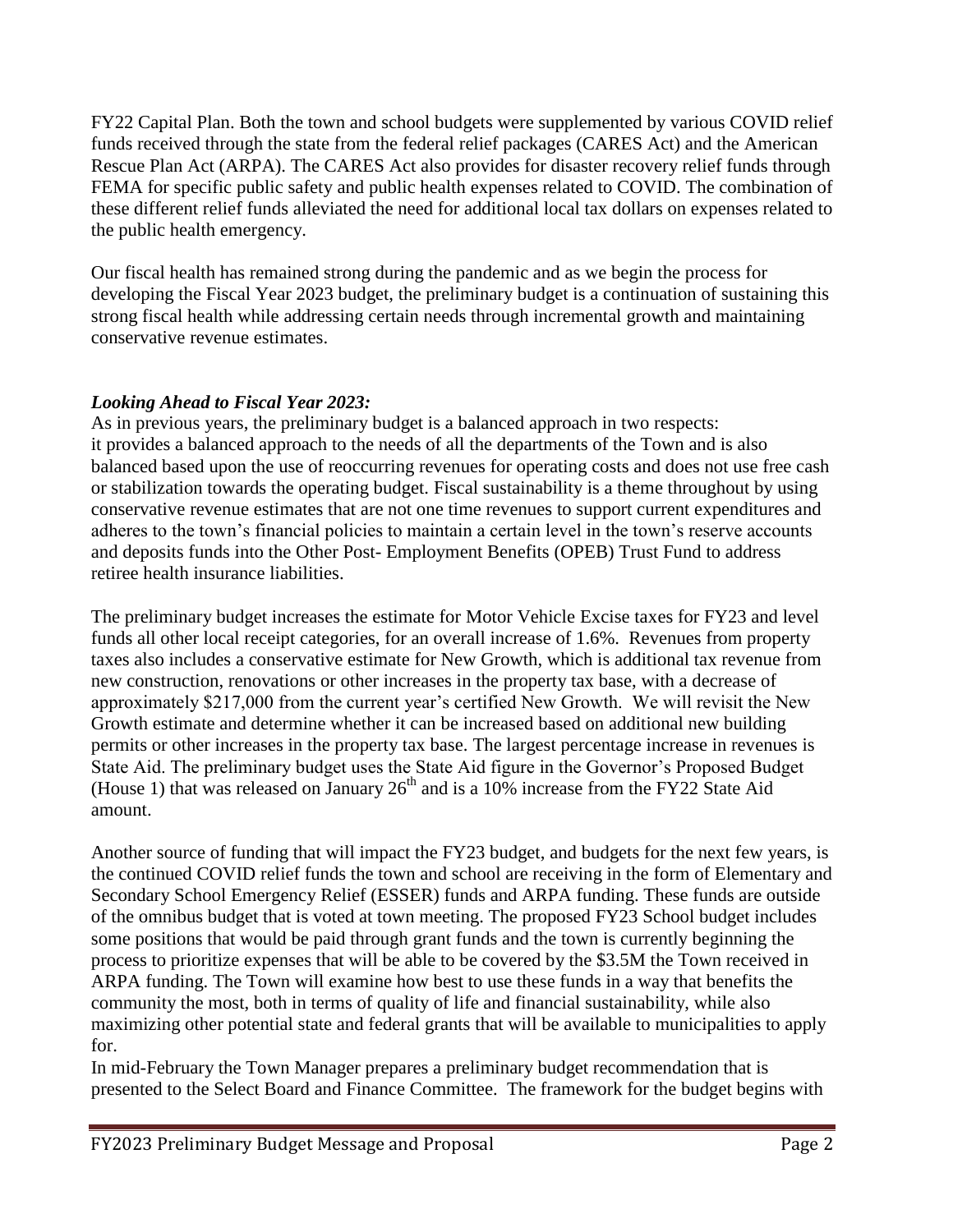FY22 Capital Plan. Both the town and school budgets were supplemented by various COVID relief funds received through the state from the federal relief packages (CARES Act) and the American Rescue Plan Act (ARPA). The CARES Act also provides for disaster recovery relief funds through FEMA for specific public safety and public health expenses related to COVID. The combination of these different relief funds alleviated the need for additional local tax dollars on expenses related to the public health emergency.

Our fiscal health has remained strong during the pandemic and as we begin the process for developing the Fiscal Year 2023 budget, the preliminary budget is a continuation of sustaining this strong fiscal health while addressing certain needs through incremental growth and maintaining conservative revenue estimates.

### *Looking Ahead to Fiscal Year 2023:*

As in previous years, the preliminary budget is a balanced approach in two respects: it provides a balanced approach to the needs of all the departments of the Town and is also balanced based upon the use of reoccurring revenues for operating costs and does not use free cash or stabilization towards the operating budget. Fiscal sustainability is a theme throughout by using conservative revenue estimates that are not one time revenues to support current expenditures and adheres to the town's financial policies to maintain a certain level in the town's reserve accounts and deposits funds into the Other Post- Employment Benefits (OPEB) Trust Fund to address retiree health insurance liabilities.

The preliminary budget increases the estimate for Motor Vehicle Excise taxes for FY23 and level funds all other local receipt categories, for an overall increase of 1.6%. Revenues from property taxes also includes a conservative estimate for New Growth, which is additional tax revenue from new construction, renovations or other increases in the property tax base, with a decrease of approximately $217,000 from the current year's certified New Growth. We will revisit the New Growth estimate and determine whether it can be increased based on additional new building permits or other increases in the property tax base. The largest percentage increase in revenues is State Aid. The preliminary budget uses the State Aid figure in the Governor's Proposed Budget (House 1) that was released on January 26th and is a 10% increase from the FY22 State Aid amount.

Another source of funding that will impact the FY23 budget, and budgets for the next few years, is the continued COVID relief funds the town and school are receiving in the form of Elementary and Secondary School Emergency Relief (ESSER) funds and ARPA funding. These funds are outside of the omnibus budget that is voted at town meeting. The proposed FY23 School budget includes some positions that would be paid through grant funds and the town is currently beginning the process to prioritize expenses that will be able to be covered by the $3.5M the Town received in ARPA funding. The Town will examine how best to use these funds in a way that benefits the community the most, both in terms of quality of life and financial sustainability, while also maximizing other potential state and federal grants that will be available to municipalities to apply for.

In mid-February the Town Manager prepares a preliminary budget recommendation that is presented to the Select Board and Finance Committee. The framework for the budget begins with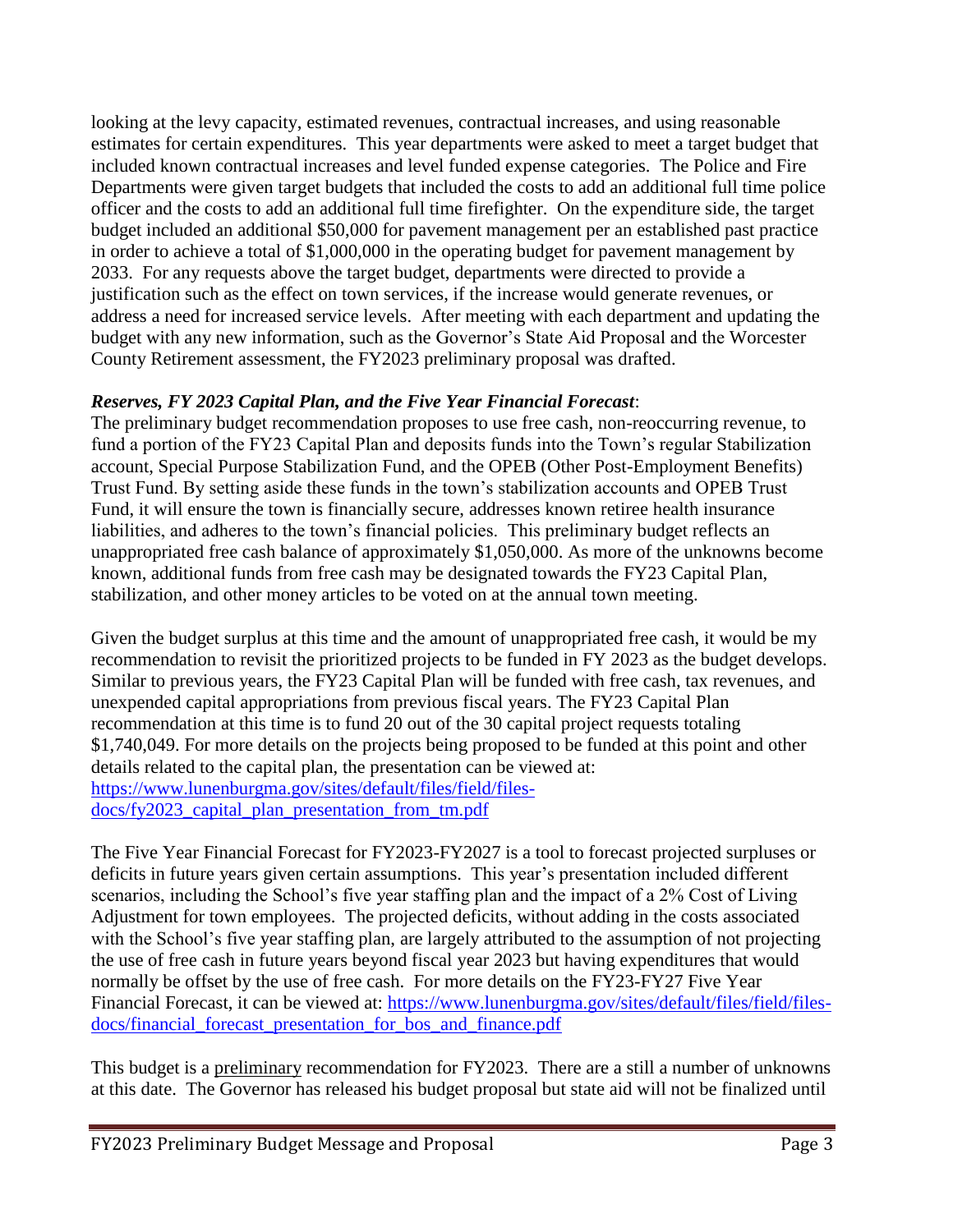looking at the levy capacity, estimated revenues, contractual increases, and using reasonable estimates for certain expenditures. This year departments were asked to meet a target budget that included known contractual increases and level funded expense categories. The Police and Fire Departments were given target budgets that included the costs to add an additional full time police officer and the costs to add an additional full time firefighter. On the expenditure side, the target budget included an additional $50,000 for pavement management per an established past practice in order to achieve a total of $1,000,000 in the operating budget for pavement management by 2033. For any requests above the target budget, departments were directed to provide a justification such as the effect on town services, if the increase would generate revenues, or address a need for increased service levels. After meeting with each department and updating the budget with any new information, such as the Governor's State Aid Proposal and the Worcester County Retirement assessment, the FY2023 preliminary proposal was drafted.

***Reserves, FY 2023 Capital Plan, and the Five Year Financial Forecast*:**

The preliminary budget recommendation proposes to use free cash, non-reoccurring revenue, to fund a portion of the FY23 Capital Plan and deposits funds into the Town's regular Stabilization account, Special Purpose Stabilization Fund, and the OPEB (Other Post-Employment Benefits) Trust Fund. By setting aside these funds in the town's stabilization accounts and OPEB Trust Fund, it will ensure the town is financially secure, addresses known retiree health insurance liabilities, and adheres to the town's financial policies. This preliminary budget reflects an unappropriated free cash balance of approximately $1,050,000. As more of the unknowns become known, additional funds from free cash may be designated towards the FY23 Capital Plan, stabilization, and other money articles to be voted on at the annual town meeting.

Given the budget surplus at this time and the amount of unappropriated free cash, it would be my recommendation to revisit the prioritized projects to be funded in FY 2023 as the budget develops. Similar to previous years, the FY23 Capital Plan will be funded with free cash, tax revenues, and unexpended capital appropriations from previous fiscal years. The FY23 Capital Plan recommendation at this time is to fund 20 out of the 30 capital project requests totaling $1,740,049. For more details on the projects being proposed to be funded at this point and other details related to the capital plan, the presentation can be viewed at: [https://www.lunenburgma.gov/sites/default/files/field/files-docs/fy2023_capital_plan_presentation_from_tm.pdf](https://www.lunenburgma.gov/sites/default/files/field/files-docs/fy2023_capital_plan_presentation_from_tm.pdf)

The Five Year Financial Forecast for FY2023-FY2027 is a tool to forecast projected surpluses or deficits in future years given certain assumptions. This year's presentation included different scenarios, including the School's five year staffing plan and the impact of a 2% Cost of Living Adjustment for town employees. The projected deficits, without adding in the costs associated with the School's five year staffing plan, are largely attributed to the assumption of not projecting the use of free cash in future years beyond fiscal year 2023 but having expenditures that would normally be offset by the use of free cash. For more details on the FY23-FY27 Five Year Financial Forecast, it can be viewed at: [https://www.lunenburgma.gov/sites/default/files/field/files-docs/financial_forecast_presentation_for_bos_and_finance.pdf](https://www.lunenburgma.gov/sites/default/files/field/files-docs/financial_forecast_presentation_for_bos_and_finance.pdf)

This budget is a <u>preliminary</u> recommendation for FY2023. There are a still a number of unknowns at this date. The Governor has released his budget proposal but state aid will not be finalized until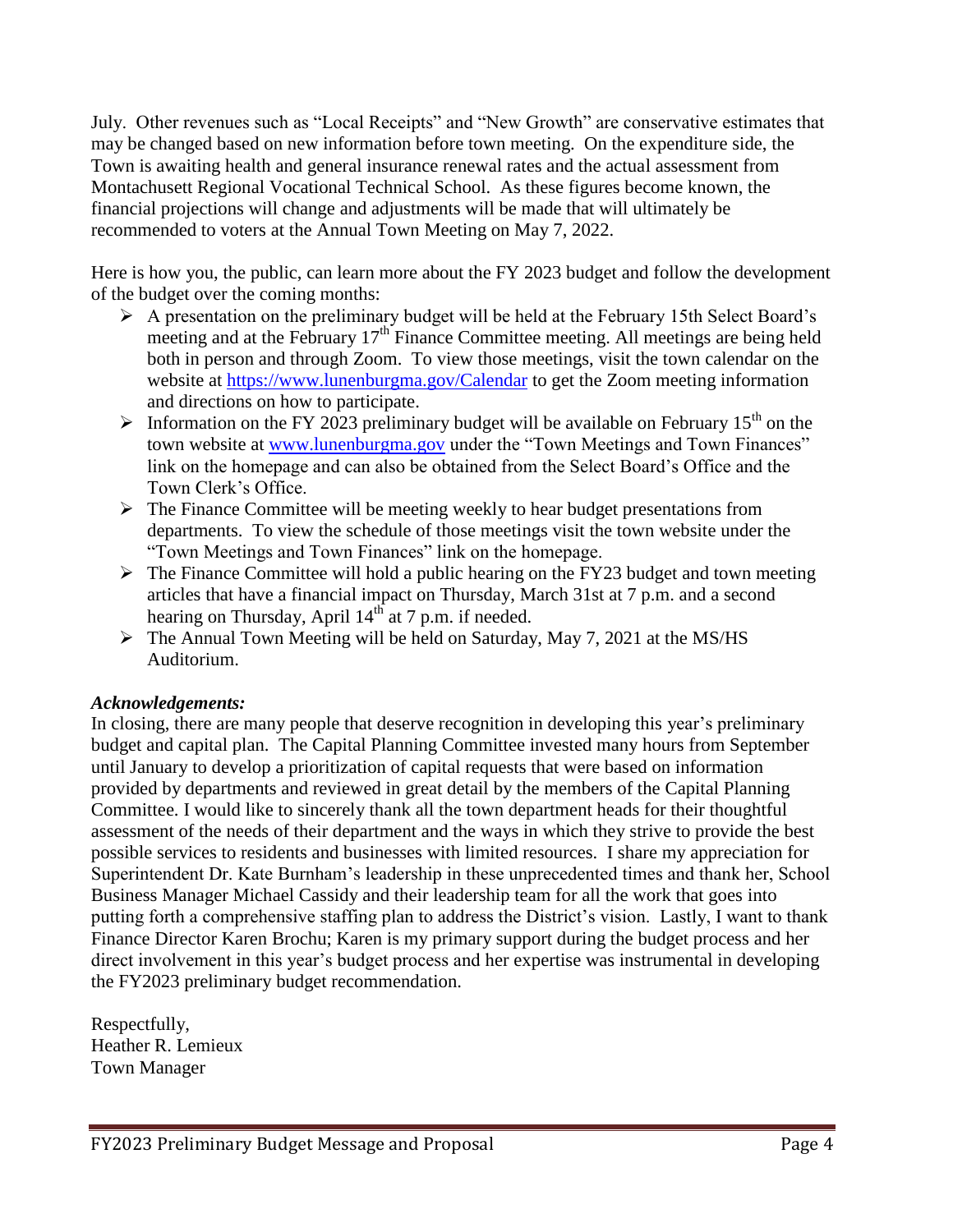July. Other revenues such as "Local Receipts" and "New Growth" are conservative estimates that may be changed based on new information before town meeting. On the expenditure side, the Town is awaiting health and general insurance renewal rates and the actual assessment from Montachusett Regional Vocational Technical School. As these figures become known, the financial projections will change and adjustments will be made that will ultimately be recommended to voters at the Annual Town Meeting on May 7, 2022.

Here is how you, the public, can learn more about the FY 2023 budget and follow the development of the budget over the coming months:

- A presentation on the preliminary budget will be held at the February 15th Select Board's meeting and at the February 17th Finance Committee meeting. All meetings are being held both in person and through Zoom. To view those meetings, visit the town calendar on the website at [https://www.lunenburgma.gov/Calendar](https://www.lunenburgma.gov/Calendar) to get the Zoom meeting information and directions on how to participate.
- Information on the FY 2023 preliminary budget will be available on February 15th on the town website at [www.lunenburgma.gov](http://www.lunenburgma.gov) under the "Town Meetings and Town Finances" link on the homepage and can also be obtained from the Select Board's Office and the Town Clerk's Office.
- The Finance Committee will be meeting weekly to hear budget presentations from departments. To view the schedule of those meetings visit the town website under the "Town Meetings and Town Finances" link on the homepage.
- The Finance Committee will hold a public hearing on the FY23 budget and town meeting articles that have a financial impact on Thursday, March 31st at 7 p.m. and a second hearing on Thursday, April 14th at 7 p.m. if needed.
- The Annual Town Meeting will be held on Saturday, May 7, 2021 at the MS/HS Auditorium.

***Acknowledgements:***

In closing, there are many people that deserve recognition in developing this year's preliminary budget and capital plan. The Capital Planning Committee invested many hours from September until January to develop a prioritization of capital requests that were based on information provided by departments and reviewed in great detail by the members of the Capital Planning Committee. I would like to sincerely thank all the town department heads for their thoughtful assessment of the needs of their department and the ways in which they strive to provide the best possible services to residents and businesses with limited resources. I share my appreciation for Superintendent Dr. Kate Burnham's leadership in these unprecedented times and thank her, School Business Manager Michael Cassidy and their leadership team for all the work that goes into putting forth a comprehensive staffing plan to address the District's vision. Lastly, I want to thank Finance Director Karen Brochu; Karen is my primary support during the budget process and her direct involvement in this year's budget process and her expertise was instrumental in developing the FY2023 preliminary budget recommendation.

Respectfully,
Heather R. Lemieux
Town Manager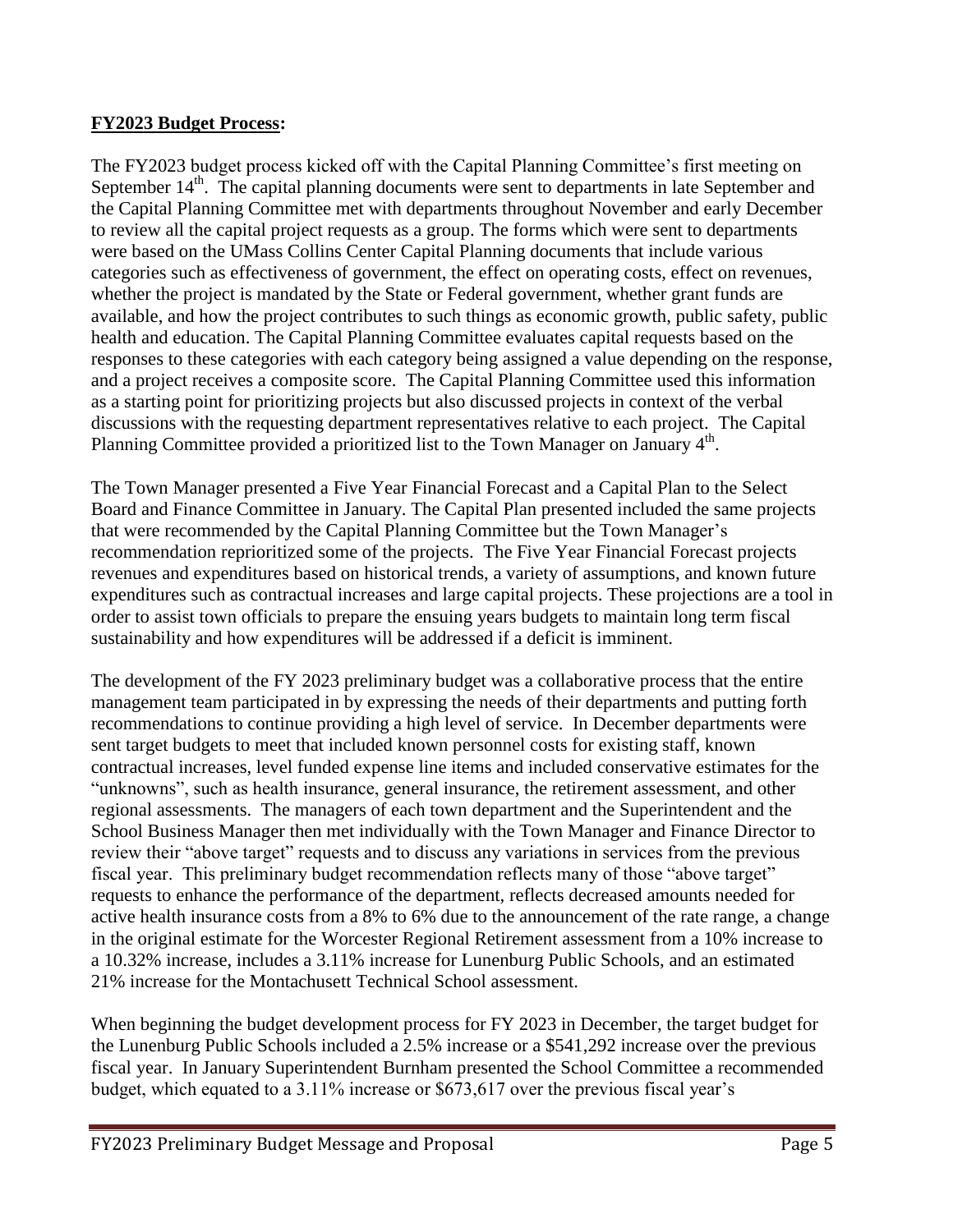## **FY2023 Budget Process:**

The FY2023 budget process kicked off with the Capital Planning Committee's first meeting on September 14th. The capital planning documents were sent to departments in late September and the Capital Planning Committee met with departments throughout November and early December to review all the capital project requests as a group. The forms which were sent to departments were based on the UMass Collins Center Capital Planning documents that include various categories such as effectiveness of government, the effect on operating costs, effect on revenues, whether the project is mandated by the State or Federal government, whether grant funds are available, and how the project contributes to such things as economic growth, public safety, public health and education. The Capital Planning Committee evaluates capital requests based on the responses to these categories with each category being assigned a value depending on the response, and a project receives a composite score. The Capital Planning Committee used this information as a starting point for prioritizing projects but also discussed projects in context of the verbal discussions with the requesting department representatives relative to each project. The Capital Planning Committee provided a prioritized list to the Town Manager on January 4th.

The Town Manager presented a Five Year Financial Forecast and a Capital Plan to the Select Board and Finance Committee in January. The Capital Plan presented included the same projects that were recommended by the Capital Planning Committee but the Town Manager's recommendation reprioritized some of the projects. The Five Year Financial Forecast projects revenues and expenditures based on historical trends, a variety of assumptions, and known future expenditures such as contractual increases and large capital projects. These projections are a tool in order to assist town officials to prepare the ensuing years budgets to maintain long term fiscal sustainability and how expenditures will be addressed if a deficit is imminent.

The development of the FY 2023 preliminary budget was a collaborative process that the entire management team participated in by expressing the needs of their departments and putting forth recommendations to continue providing a high level of service. In December departments were sent target budgets to meet that included known personnel costs for existing staff, known contractual increases, level funded expense line items and included conservative estimates for the "unknowns", such as health insurance, general insurance, the retirement assessment, and other regional assessments. The managers of each town department and the Superintendent and the School Business Manager then met individually with the Town Manager and Finance Director to review their "above target" requests and to discuss any variations in services from the previous fiscal year. This preliminary budget recommendation reflects many of those "above target" requests to enhance the performance of the department, reflects decreased amounts needed for active health insurance costs from a 8% to 6% due to the announcement of the rate range, a change in the original estimate for the Worcester Regional Retirement assessment from a 10% increase to a 10.32% increase, includes a 3.11% increase for Lunenburg Public Schools, and an estimated 21% increase for the Montachusett Technical School assessment.

When beginning the budget development process for FY 2023 in December, the target budget for the Lunenburg Public Schools included a 2.5% increase or a $541,292 increase over the previous fiscal year. In January Superintendent Burnham presented the School Committee a recommended budget, which equated to a 3.11% increase or $673,617 over the previous fiscal year's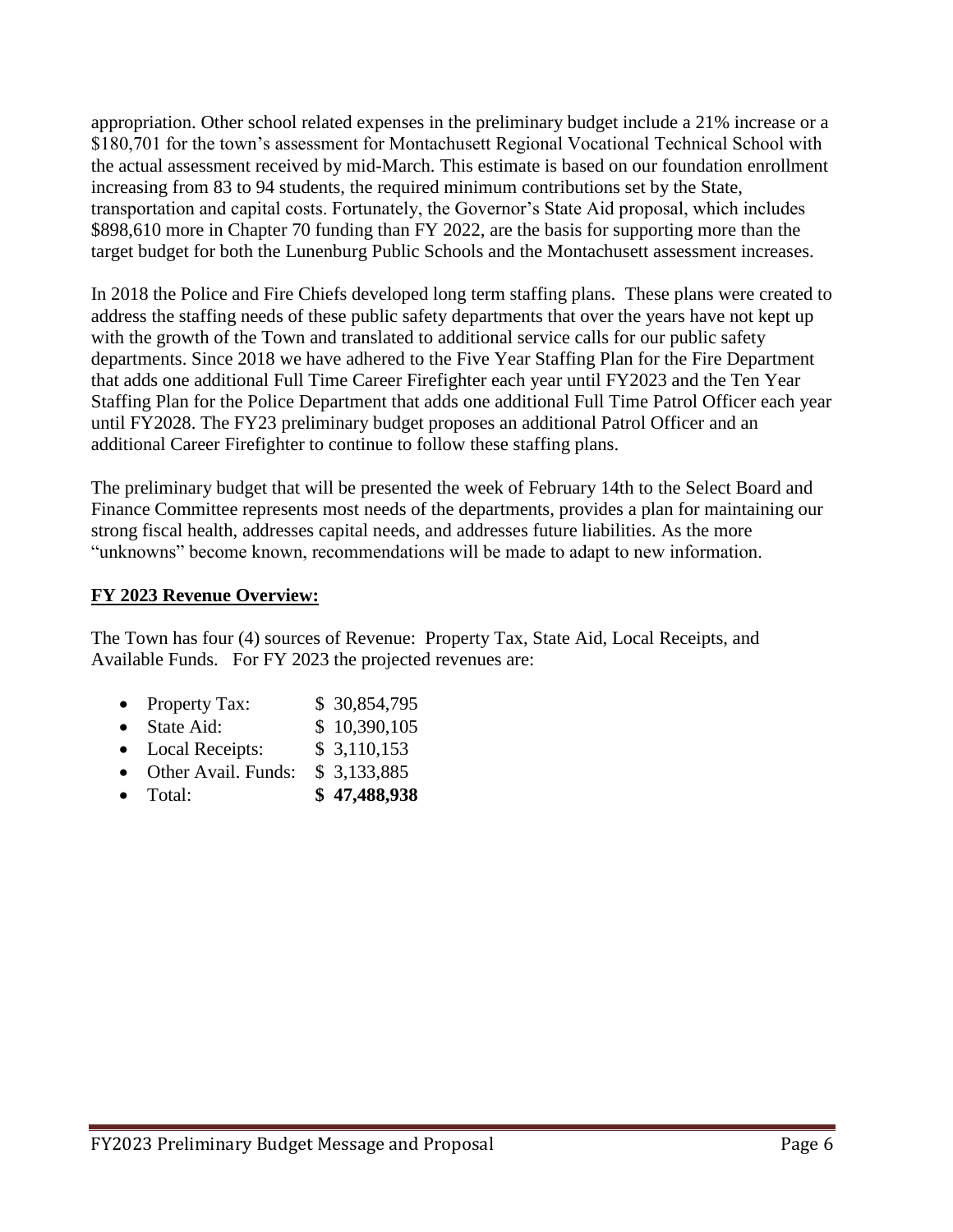appropriation. Other school related expenses in the preliminary budget include a 21% increase or a $180,701 for the town's assessment for Montachusett Regional Vocational Technical School with the actual assessment received by mid-March. This estimate is based on our foundation enrollment increasing from 83 to 94 students, the required minimum contributions set by the State, transportation and capital costs. Fortunately, the Governor's State Aid proposal, which includes $898,610 more in Chapter 70 funding than FY 2022, are the basis for supporting more than the target budget for both the Lunenburg Public Schools and the Montachusett assessment increases.

In 2018 the Police and Fire Chiefs developed long term staffing plans. These plans were created to address the staffing needs of these public safety departments that over the years have not kept up with the growth of the Town and translated to additional service calls for our public safety departments. Since 2018 we have adhered to the Five Year Staffing Plan for the Fire Department that adds one additional Full Time Career Firefighter each year until FY2023 and the Ten Year Staffing Plan for the Police Department that adds one additional Full Time Patrol Officer each year until FY2028. The FY23 preliminary budget proposes an additional Patrol Officer and an additional Career Firefighter to continue to follow these staffing plans.

The preliminary budget that will be presented the week of February 14th to the Select Board and Finance Committee represents most needs of the departments, provides a plan for maintaining our strong fiscal health, addresses capital needs, and addresses future liabilities. As the more "unknowns" become known, recommendations will be made to adapt to new information.

**FY 2023 Revenue Overview:**

The Town has four (4) sources of Revenue: Property Tax, State Aid, Local Receipts, and Available Funds. For FY 2023 the projected revenues are:

- Property Tax: $ 30,854,795
- State Aid: $ 10,390,105
- Local Receipts: $ 3,110,153
- Other Avail. Funds: $ 3,133,885
- Total: **$ 47,488,938**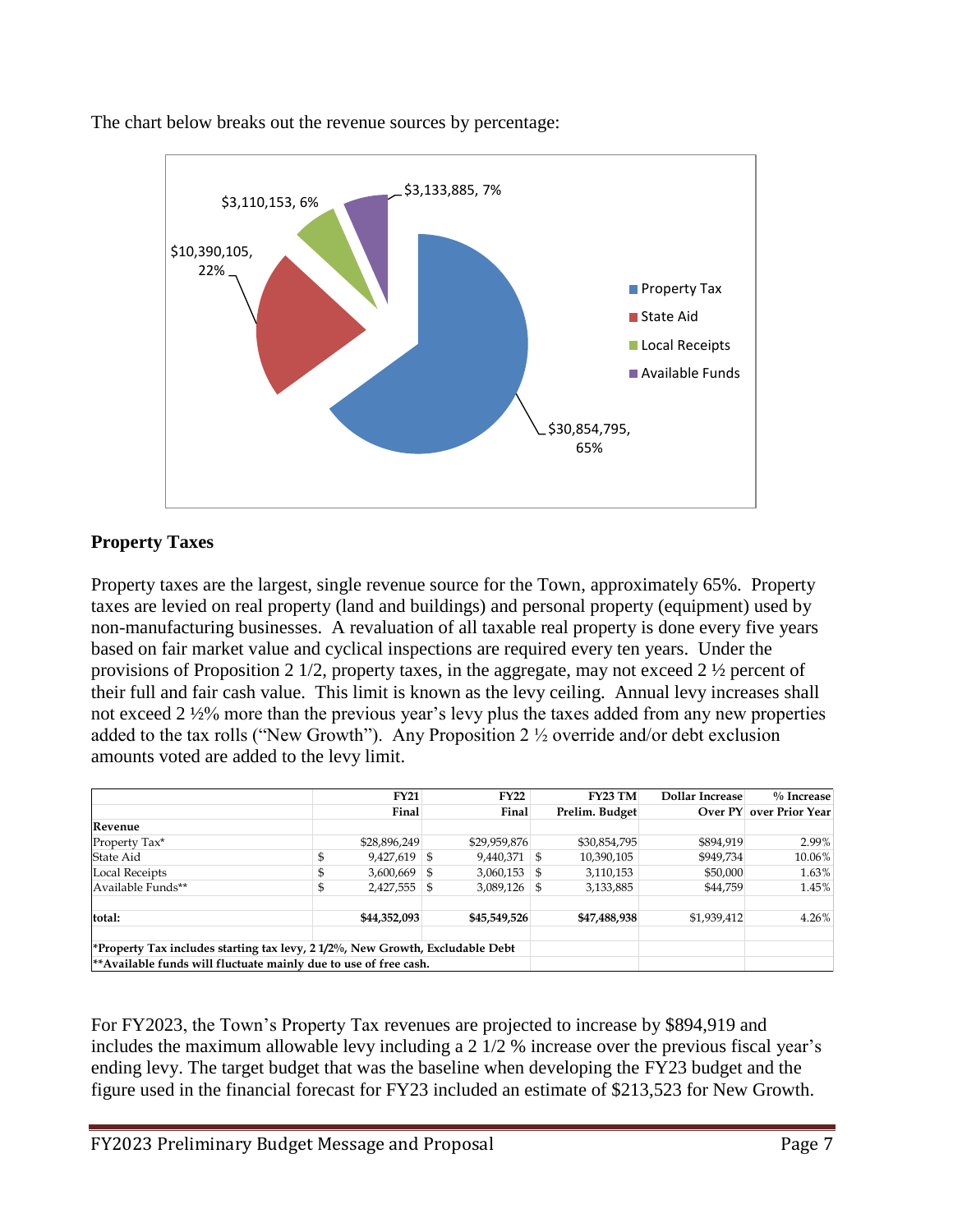The chart below breaks out the revenue sources by percentage:

Property Tax: $30,854,795, 65%
State Aid: $10,390,105, 22%
Local Receipts: $3,110,153, 6%
Available Funds: $3,133,885, 7%

## Property Taxes

Property taxes are the largest, single revenue source for the Town, approximately 65%. Property taxes are levied on real property (land and buildings) and personal property (equipment) used by non-manufacturing businesses. A revaluation of all taxable real property is done every five years based on fair market value and cyclical inspections are required every ten years. Under the provisions of Proposition 2 1/2, property taxes, in the aggregate, may not exceed 2 ½ percent of their full and fair cash value. This limit is known as the levy ceiling. Annual levy increases shall not exceed 2 ½% more than the previous year's levy plus the taxes added from any new properties added to the tax rolls ("New Growth"). Any Proposition 2 ½ override and/or debt exclusion amounts voted are added to the levy limit.

| | FY21 Final | FY22 Final | FY23 TM Prelim. Budget | Dollar Increase Over PY | % Increase over Prior Year |
|---|---|---|---|---|---|
| **Revenue** | | | | | |
| Property Tax* | $28,896,249 | $29,959,876 | $30,854,795 | $894,919 | 2.99% |
| State Aid | $ 9,427,619 | $ 9,440,371 | $ 10,390,105 | $949,734 | 10.06% |
| Local Receipts | $ 3,600,669 | $ 3,060,153 | $ 3,110,153 | $50,000 | 1.63% |
| Available Funds** | $ 2,427,555 | $ 3,089,126 | $ 3,133,885 | $44,759 | 1.45% |
| **total:** | **$44,352,093** | **$45,549,526** | **$47,488,938** | $1,939,412 | 4.26% |

***Property Tax includes starting tax levy, 2 1/2%, New Growth, Excludable Debt**
****Available funds will fluctuate mainly due to use of free cash.**

For FY2023, the Town's Property Tax revenues are projected to increase by $894,919 and includes the maximum allowable levy including a 2 1/2 % increase over the previous fiscal year's ending levy. The target budget that was the baseline when developing the FY23 budget and the figure used in the financial forecast for FY23 included an estimate of $213,523 for New Growth.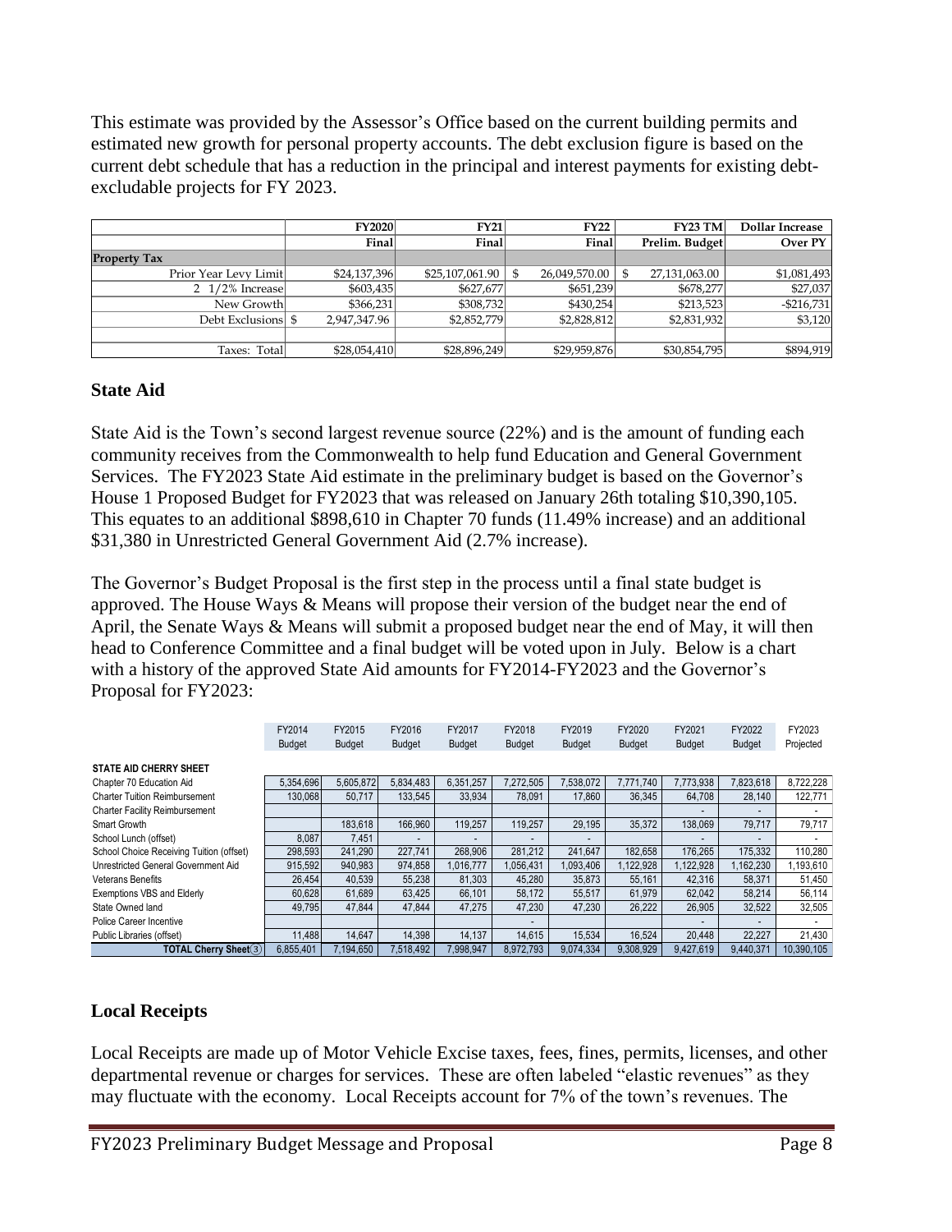This estimate was provided by the Assessor's Office based on the current building permits and estimated new growth for personal property accounts. The debt exclusion figure is based on the current debt schedule that has a reduction in the principal and interest payments for existing debt-excludable projects for FY 2023.

| | FY2020 | FY21 | FY22 | FY23 TM | Dollar Increase |
|---|---|---|---|---|---|
| | Final | Final | Final | Prelim. Budget | Over PY |
| **Property Tax** | | | | | |
| Prior Year Levy Limit | $24,137,396 | $25,107,061.90 | $ 26,049,570.00 | $ 27,131,063.00 | $1,081,493 |
| 2 1/2% Increase | $603,435 | $627,677 | $651,239 | $678,277 | $27,037 |
| New Growth | $366,231 | $308,732 | $430,254 | $213,523 | -$216,731 |
| Debt Exclusions | $ 2,947,347.96 | $2,852,779 | $2,828,812 | $2,831,932 | $3,120 |
| | | | | | |
| Taxes: Total | $28,054,410 | $28,896,249 | $29,959,876 | $30,854,795 | $894,919 |

### State Aid

State Aid is the Town's second largest revenue source (22%) and is the amount of funding each community receives from the Commonwealth to help fund Education and General Government Services. The FY2023 State Aid estimate in the preliminary budget is based on the Governor's House 1 Proposed Budget for FY2023 that was released on January 26th totaling $10,390,105. This equates to an additional $898,610 in Chapter 70 funds (11.49% increase) and an additional $31,380 in Unrestricted General Government Aid (2.7% increase).

The Governor's Budget Proposal is the first step in the process until a final state budget is approved. The House Ways & Means will propose their version of the budget near the end of April, the Senate Ways & Means will submit a proposed budget near the end of May, it will then head to Conference Committee and a final budget will be voted upon in July. Below is a chart with a history of the approved State Aid amounts for FY2014-FY2023 and the Governor's Proposal for FY2023:

| | FY2014 Budget | FY2015 Budget | FY2016 Budget | FY2017 Budget | FY2018 Budget | FY2019 Budget | FY2020 Budget | FY2021 Budget | FY2022 Budget | FY2023 Projected |
|---|---|---|---|---|---|---|---|---|---|---|
| **STATE AID CHERRY SHEET** | | | | | | | | | | |
| Chapter 70 Education Aid | 5,354,696 | 5,605,872 | 5,834,483 | 6,351,257 | 7,272,505 | 7,538,072 | 7,771,740 | 7,773,938 | 7,823,618 | 8,722,228 |
| Charter Tuition Reimbursement | 130,068 | 50,717 | 133,545 | 33,934 | 78,091 | 17,860 | 36,345 | 64,708 | 28,140 | 122,771 |
| Charter Facility Reimbursement | | | | | | | | - | - | - |
| Smart Growth | | 183,618 | 166,960 | 119,257 | 119,257 | 29,195 | 35,372 | 138,069 | 79,717 | 79,717 |
| School Lunch (offset) | 8,087 | 7,451 | - | - | - | - | - | - | - | - |
| School Choice Receiving Tuition (offset) | 298,593 | 241,290 | 227,741 | 268,906 | 281,212 | 241,647 | 182,658 | 176,265 | 175,332 | 110,280 |
| Unrestricted General Government Aid | 915,592 | 940,983 | 974,858 | 1,016,777 | 1,056,431 | 1,093,406 | 1,122,928 | 1,122,928 | 1,162,230 | 1,193,610 |
| Veterans Benefits | 26,454 | 40,539 | 55,238 | 81,303 | 45,280 | 35,873 | 55,161 | 42,316 | 58,371 | 51,450 |
| Exemptions VBS and Elderly | 60,628 | 61,689 | 63,425 | 66,101 | 58,172 | 55,517 | 61,979 | 62,042 | 58,214 | 56,114 |
| State Owned land | 49,795 | 47,844 | 47,844 | 47,275 | 47,230 | 47,230 | 26,222 | 26,905 | 32,522 | 32,505 |
| Police Career Incentive | | | | | - | | | - | - | - |
| Public Libraries (offset) | 11,488 | 14,647 | 14,398 | 14,137 | 14,615 | 15,534 | 16,524 | 20,448 | 22,227 | 21,430 |
| **TOTAL Cherry Sheet(3)** | 6,855,401 | 7,194,650 | 7,518,492 | 7,998,947 | 8,972,793 | 9,074,334 | 9,308,929 | 9,427,619 | 9,440,371 | 10,390,105 |

### Local Receipts

Local Receipts are made up of Motor Vehicle Excise taxes, fees, fines, permits, licenses, and other departmental revenue or charges for services. These are often labeled "elastic revenues" as they may fluctuate with the economy. Local Receipts account for 7% of the town's revenues. The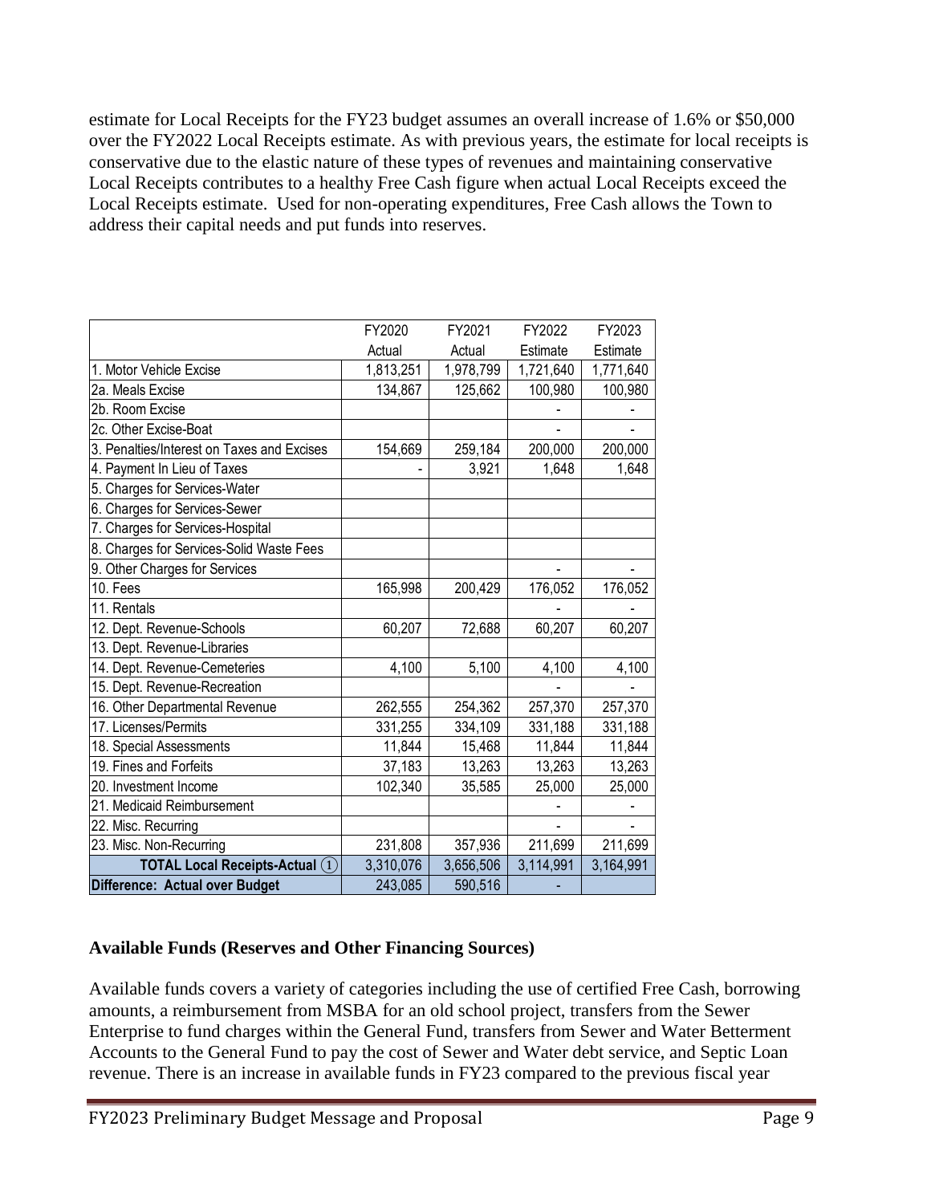estimate for Local Receipts for the FY23 budget assumes an overall increase of 1.6% or $50,000 over the FY2022 Local Receipts estimate. As with previous years, the estimate for local receipts is conservative due to the elastic nature of these types of revenues and maintaining conservative Local Receipts contributes to a healthy Free Cash figure when actual Local Receipts exceed the Local Receipts estimate. Used for non-operating expenditures, Free Cash allows the Town to address their capital needs and put funds into reserves.

| | FY2020 Actual | FY2021 Actual | FY2022 Estimate | FY2023 Estimate |
|---|---|---|---|---|
| 1. Motor Vehicle Excise | 1,813,251 | 1,978,799 | 1,721,640 | 1,771,640 |
| 2a. Meals Excise | 134,867 | 125,662 | 100,980 | 100,980 |
| 2b. Room Excise | | | - | - |
| 2c. Other Excise-Boat | | | - | - |
| 3. Penalties/Interest on Taxes and Excises | 154,669 | 259,184 | 200,000 | 200,000 |
| 4. Payment In Lieu of Taxes | - | 3,921 | 1,648 | 1,648 |
| 5. Charges for Services-Water | | | | |
| 6. Charges for Services-Sewer | | | | |
| 7. Charges for Services-Hospital | | | | |
| 8. Charges for Services-Solid Waste Fees | | | | |
| 9. Other Charges for Services | | | - | - |
| 10. Fees | 165,998 | 200,429 | 176,052 | 176,052 |
| 11. Rentals | | | - | - |
| 12. Dept. Revenue-Schools | 60,207 | 72,688 | 60,207 | 60,207 |
| 13. Dept. Revenue-Libraries | | | | |
| 14. Dept. Revenue-Cemeteries | 4,100 | 5,100 | 4,100 | 4,100 |
| 15. Dept. Revenue-Recreation | | | - | - |
| 16. Other Departmental Revenue | 262,555 | 254,362 | 257,370 | 257,370 |
| 17. Licenses/Permits | 331,255 | 334,109 | 331,188 | 331,188 |
| 18. Special Assessments | 11,844 | 15,468 | 11,844 | 11,844 |
| 19. Fines and Forfeits | 37,183 | 13,263 | 13,263 | 13,263 |
| 20. Investment Income | 102,340 | 35,585 | 25,000 | 25,000 |
| 21. Medicaid Reimbursement | | | - | - |
| 22. Misc. Recurring | | | - | - |
| 23. Misc. Non-Recurring | 231,808 | 357,936 | 211,699 | 211,699 |
| **TOTAL Local Receipts-Actual (1)** | 3,310,076 | 3,656,506 | 3,114,991 | 3,164,991 |
| **Difference: Actual over Budget** | 243,085 | 590,516 | - | |

### Available Funds (Reserves and Other Financing Sources)

Available funds covers a variety of categories including the use of certified Free Cash, borrowing amounts, a reimbursement from MSBA for an old school project, transfers from the Sewer Enterprise to fund charges within the General Fund, transfers from Sewer and Water Betterment Accounts to the General Fund to pay the cost of Sewer and Water debt service, and Septic Loan revenue. There is an increase in available funds in FY23 compared to the previous fiscal year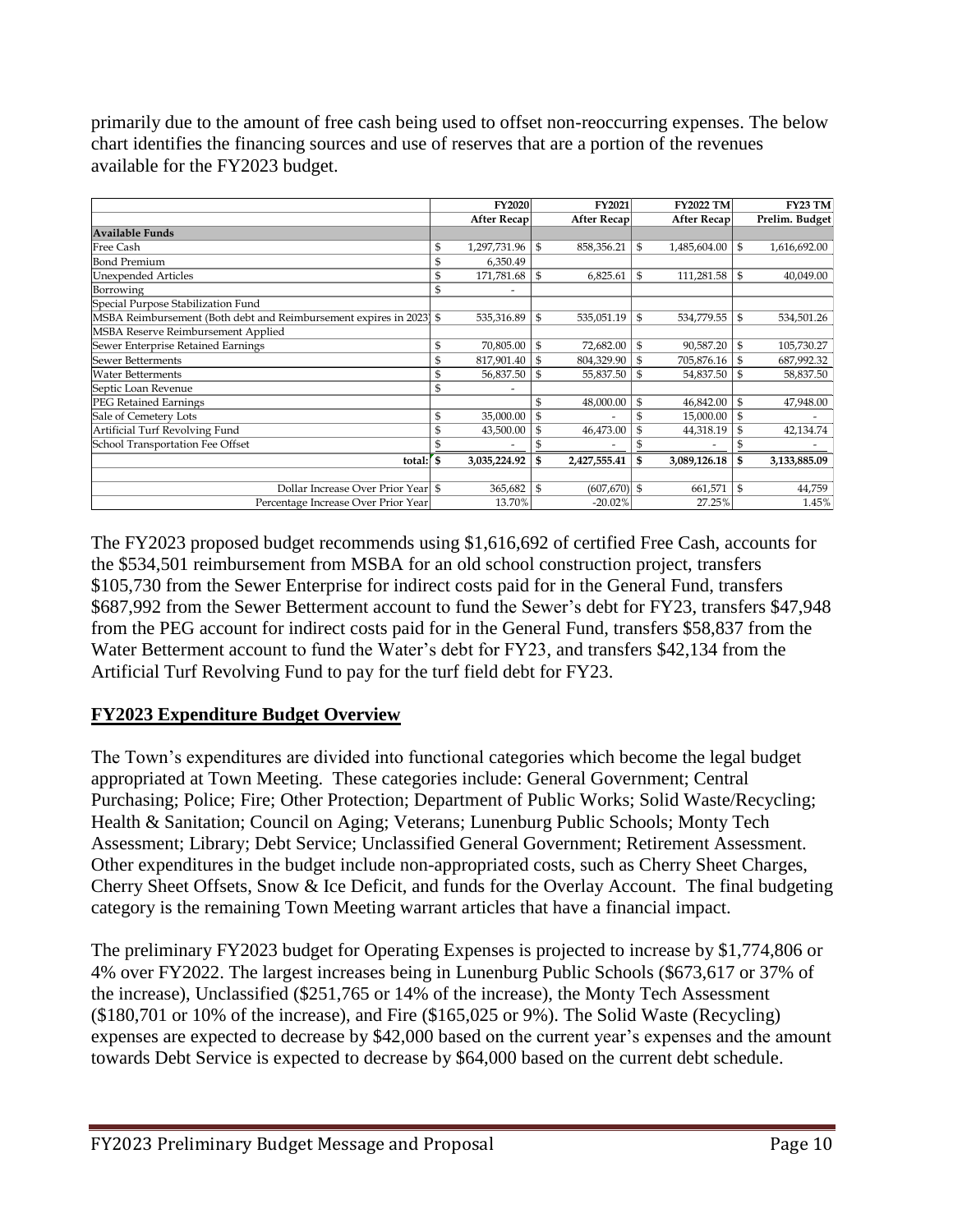primarily due to the amount of free cash being used to offset non-reoccurring expenses. The below chart identifies the financing sources and use of reserves that are a portion of the revenues available for the FY2023 budget.

| | FY2020 | FY2021 | FY2022 TM | FY23 TM |
|---|---|---|---|---|
| | After Recap | After Recap | After Recap | Prelim. Budget |
| **Available Funds** | | | | |
| Free Cash | $ 1,297,731.96 | $ 858,356.21 | $ 1,485,604.00 | $ 1,616,692.00 |
| Bond Premium | $ 6,350.49 | | | |
| Unexpended Articles | $ 171,781.68 | $ 6,825.61 | $ 111,281.58 | $ 40,049.00 |
| Borrowing | $ - | | | |
| Special Purpose Stabilization Fund | | | | |
| MSBA Reimbursement (Both debt and Reimbursement expires in 2023) | $ 535,316.89 | $ 535,051.19 | $ 534,779.55 | $ 534,501.26 |
| MSBA Reserve Reimbursement Applied | | | | |
| Sewer Enterprise Retained Earnings | $ 70,805.00 | $ 72,682.00 | $ 90,587.20 | $ 105,730.27 |
| Sewer Betterments | $ 817,901.40 | $ 804,329.90 | $ 705,876.16 | $ 687,992.32 |
| Water Betterments | $ 56,837.50 | $ 55,837.50 | $ 54,837.50 | $ 58,837.50 |
| Septic Loan Revenue | $ - | | | |
| PEG Retained Earnings | | $ 48,000.00 | $ 46,842.00 | $ 47,948.00 |
| Sale of Cemetery Lots | $ 35,000.00 | $ - | $ 15,000.00 | $ - |
| Artificial Turf Revolving Fund | $ 43,500.00 | $ 46,473.00 | $ 44,318.19 | $ 42,134.74 |
| School Transportation Fee Offset | $ - | $ - | $ - | $ - |
| total: | $ 3,035,224.92 | $ 2,427,555.41 | $ 3,089,126.18 | $ 3,133,885.09 |
| | | | | |
| Dollar Increase Over Prior Year | $ 365,682 | $ (607,670) | $ 661,571 | $ 44,759 |
| Percentage Increase Over Prior Year | 13.70% | -20.02% | 27.25% | 1.45% |

The FY2023 proposed budget recommends using $1,616,692 of certified Free Cash, accounts for the $534,501 reimbursement from MSBA for an old school construction project, transfers $105,730 from the Sewer Enterprise for indirect costs paid for in the General Fund, transfers $687,992 from the Sewer Betterment account to fund the Sewer's debt for FY23, transfers $47,948 from the PEG account for indirect costs paid for in the General Fund, transfers $58,837 from the Water Betterment account to fund the Water's debt for FY23, and transfers $42,134 from the Artificial Turf Revolving Fund to pay for the turf field debt for FY23.

## **FY2023 Expenditure Budget Overview**

The Town's expenditures are divided into functional categories which become the legal budget appropriated at Town Meeting. These categories include: General Government; Central Purchasing; Police; Fire; Other Protection; Department of Public Works; Solid Waste/Recycling; Health & Sanitation; Council on Aging; Veterans; Lunenburg Public Schools; Monty Tech Assessment; Library; Debt Service; Unclassified General Government; Retirement Assessment. Other expenditures in the budget include non-appropriated costs, such as Cherry Sheet Charges, Cherry Sheet Offsets, Snow & Ice Deficit, and funds for the Overlay Account. The final budgeting category is the remaining Town Meeting warrant articles that have a financial impact.

The preliminary FY2023 budget for Operating Expenses is projected to increase by $1,774,806 or 4% over FY2022. The largest increases being in Lunenburg Public Schools ($673,617 or 37% of the increase), Unclassified ($251,765 or 14% of the increase), the Monty Tech Assessment ($180,701 or 10% of the increase), and Fire ($165,025 or 9%). The Solid Waste (Recycling) expenses are expected to decrease by $42,000 based on the current year's expenses and the amount towards Debt Service is expected to decrease by $64,000 based on the current debt schedule.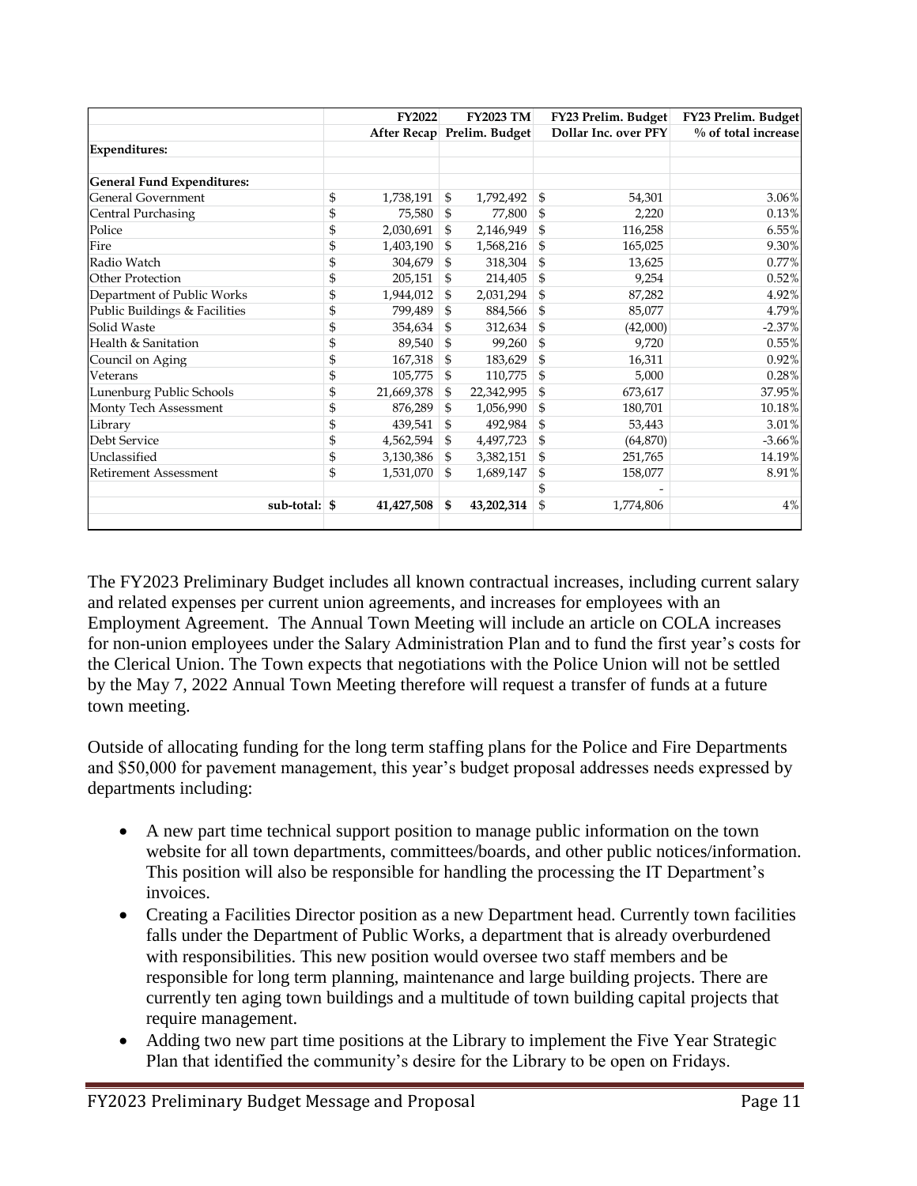| | FY2022 | FY2023 TM | FY23 Prelim. Budget | FY23 Prelim. Budget |
|---|---|---|---|---|
| | After Recap | Prelim. Budget | Dollar Inc. over PFY | % of total increase |
| **Expenditures:** | | | | |
| | | | | |
| **General Fund Expenditures:** | | | | |
| General Government | $ 1,738,191 | $ 1,792,492 | $ 54,301 | 3.06% |
| Central Purchasing | $ 75,580 | $ 77,800 | $ 2,220 | 0.13% |
| Police | $ 2,030,691 | $ 2,146,949 | $ 116,258 | 6.55% |
| Fire | $ 1,403,190 | $ 1,568,216 | $ 165,025 | 9.30% |
| Radio Watch | $ 304,679 | $ 318,304 | $ 13,625 | 0.77% |
| Other Protection | $ 205,151 | $ 214,405 | $ 9,254 | 0.52% |
| Department of Public Works | $ 1,944,012 | $ 2,031,294 | $ 87,282 | 4.92% |
| Public Buildings & Facilities | $ 799,489 | $ 884,566 | $ 85,077 | 4.79% |
| Solid Waste | $ 354,634 | $ 312,634 | $ (42,000) | -2.37% |
| Health & Sanitation | $ 89,540 | $ 99,260 | $ 9,720 | 0.55% |
| Council on Aging | $ 167,318 | $ 183,629 | $ 16,311 | 0.92% |
| Veterans | $ 105,775 | $ 110,775 | $ 5,000 | 0.28% |
| Lunenburg Public Schools | $ 21,669,378 | $ 22,342,995 | $ 673,617 | 37.95% |
| Monty Tech Assessment | $ 876,289 | $ 1,056,990 | $ 180,701 | 10.18% |
| Library | $ 439,541 | $ 492,984 | $ 53,443 | 3.01% |
| Debt Service | $ 4,562,594 | $ 4,497,723 | $ (64,870) | -3.66% |
| Unclassified | $ 3,130,386 | $ 3,382,151 | $ 251,765 | 14.19% |
| Retirement Assessment | $ 1,531,070 | $ 1,689,147 | $ 158,077 | 8.91% |
| | | | $ - | |
| **sub-total:** | **$ 41,427,508** | **$ 43,202,314** | $ 1,774,806 | 4% |

The FY2023 Preliminary Budget includes all known contractual increases, including current salary and related expenses per current union agreements, and increases for employees with an Employment Agreement. The Annual Town Meeting will include an article on COLA increases for non-union employees under the Salary Administration Plan and to fund the first year's costs for the Clerical Union. The Town expects that negotiations with the Police Union will not be settled by the May 7, 2022 Annual Town Meeting therefore will request a transfer of funds at a future town meeting.

Outside of allocating funding for the long term staffing plans for the Police and Fire Departments and $50,000 for pavement management, this year's budget proposal addresses needs expressed by departments including:

- A new part time technical support position to manage public information on the town website for all town departments, committees/boards, and other public notices/information. This position will also be responsible for handling the processing the IT Department's invoices.
- Creating a Facilities Director position as a new Department head. Currently town facilities falls under the Department of Public Works, a department that is already overburdened with responsibilities. This new position would oversee two staff members and be responsible for long term planning, maintenance and large building projects. There are currently ten aging town buildings and a multitude of town building capital projects that require management.
- Adding two new part time positions at the Library to implement the Five Year Strategic Plan that identified the community's desire for the Library to be open on Fridays.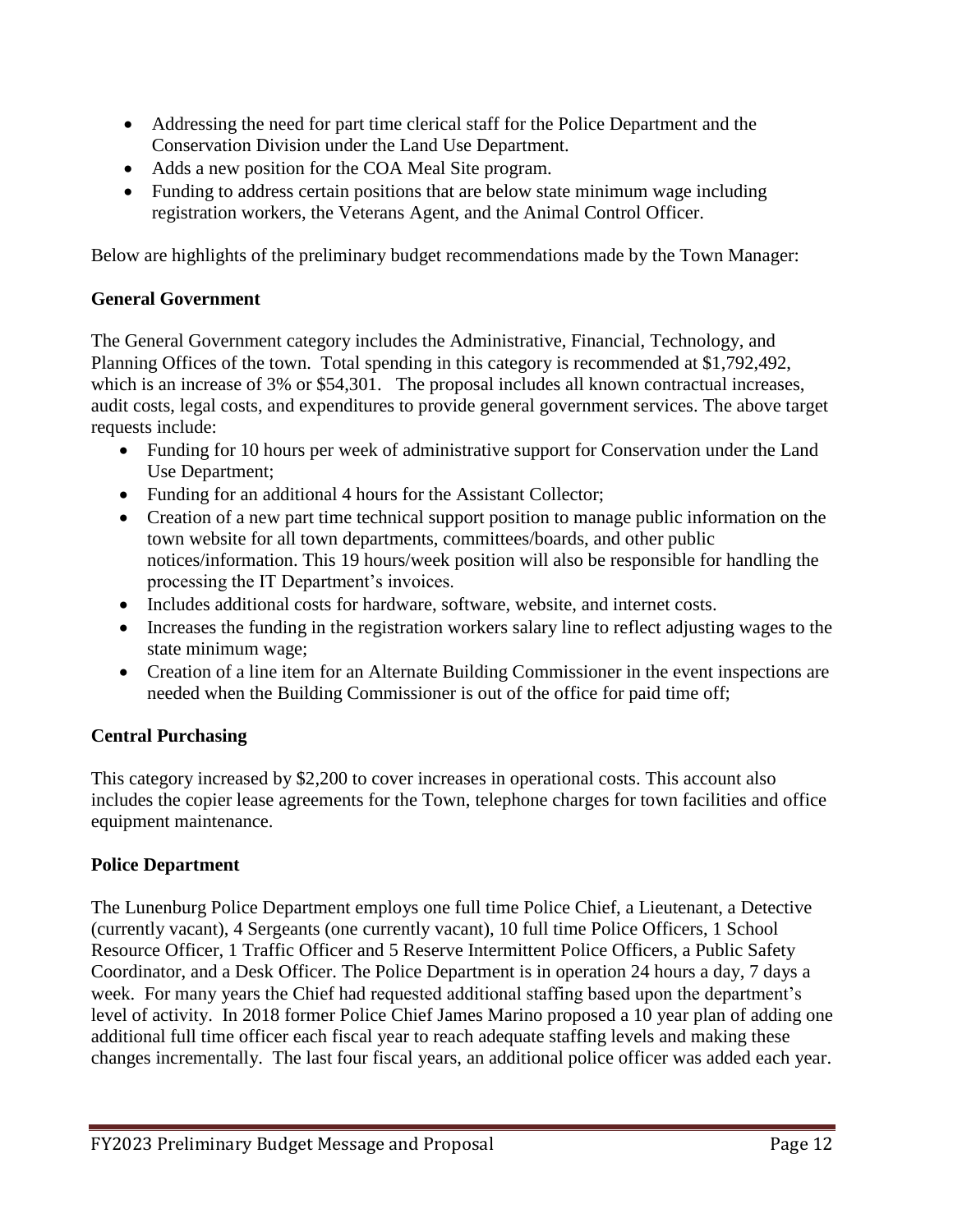- Addressing the need for part time clerical staff for the Police Department and the Conservation Division under the Land Use Department.
- Adds a new position for the COA Meal Site program.
- Funding to address certain positions that are below state minimum wage including registration workers, the Veterans Agent, and the Animal Control Officer.

Below are highlights of the preliminary budget recommendations made by the Town Manager:

**General Government**

The General Government category includes the Administrative, Financial, Technology, and Planning Offices of the town. Total spending in this category is recommended at $1,792,492, which is an increase of 3% or $54,301. The proposal includes all known contractual increases, audit costs, legal costs, and expenditures to provide general government services. The above target requests include:

- Funding for 10 hours per week of administrative support for Conservation under the Land Use Department;
- Funding for an additional 4 hours for the Assistant Collector;
- Creation of a new part time technical support position to manage public information on the town website for all town departments, committees/boards, and other public notices/information. This 19 hours/week position will also be responsible for handling the processing the IT Department's invoices.
- Includes additional costs for hardware, software, website, and internet costs.
- Increases the funding in the registration workers salary line to reflect adjusting wages to the state minimum wage;
- Creation of a line item for an Alternate Building Commissioner in the event inspections are needed when the Building Commissioner is out of the office for paid time off;

**Central Purchasing**

This category increased by $2,200 to cover increases in operational costs. This account also includes the copier lease agreements for the Town, telephone charges for town facilities and office equipment maintenance.

**Police Department**

The Lunenburg Police Department employs one full time Police Chief, a Lieutenant, a Detective (currently vacant), 4 Sergeants (one currently vacant), 10 full time Police Officers, 1 School Resource Officer, 1 Traffic Officer and 5 Reserve Intermittent Police Officers, a Public Safety Coordinator, and a Desk Officer. The Police Department is in operation 24 hours a day, 7 days a week. For many years the Chief had requested additional staffing based upon the department's level of activity. In 2018 former Police Chief James Marino proposed a 10 year plan of adding one additional full time officer each fiscal year to reach adequate staffing levels and making these changes incrementally. The last four fiscal years, an additional police officer was added each year.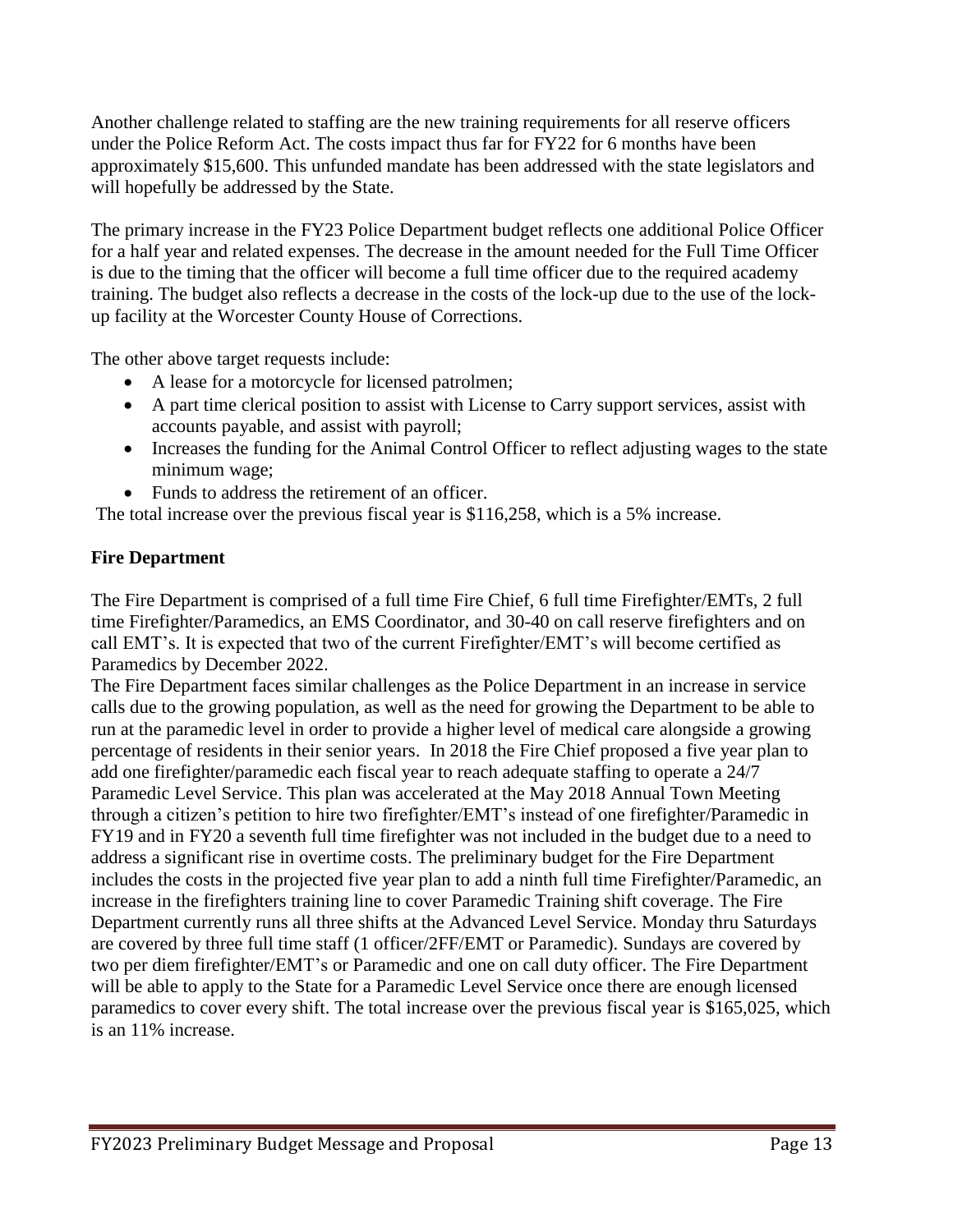Another challenge related to staffing are the new training requirements for all reserve officers under the Police Reform Act. The costs impact thus far for FY22 for 6 months have been approximately $15,600. This unfunded mandate has been addressed with the state legislators and will hopefully be addressed by the State.

The primary increase in the FY23 Police Department budget reflects one additional Police Officer for a half year and related expenses. The decrease in the amount needed for the Full Time Officer is due to the timing that the officer will become a full time officer due to the required academy training. The budget also reflects a decrease in the costs of the lock-up due to the use of the lock-up facility at the Worcester County House of Corrections.

The other above target requests include:

- A lease for a motorcycle for licensed patrolmen;
- A part time clerical position to assist with License to Carry support services, assist with accounts payable, and assist with payroll;
- Increases the funding for the Animal Control Officer to reflect adjusting wages to the state minimum wage;
- Funds to address the retirement of an officer.

The total increase over the previous fiscal year is $116,258, which is a 5% increase.

**Fire Department**

The Fire Department is comprised of a full time Fire Chief, 6 full time Firefighter/EMTs, 2 full time Firefighter/Paramedics, an EMS Coordinator, and 30-40 on call reserve firefighters and on call EMT's. It is expected that two of the current Firefighter/EMT's will become certified as Paramedics by December 2022.

The Fire Department faces similar challenges as the Police Department in an increase in service calls due to the growing population, as well as the need for growing the Department to be able to run at the paramedic level in order to provide a higher level of medical care alongside a growing percentage of residents in their senior years. In 2018 the Fire Chief proposed a five year plan to add one firefighter/paramedic each fiscal year to reach adequate staffing to operate a 24/7 Paramedic Level Service. This plan was accelerated at the May 2018 Annual Town Meeting through a citizen's petition to hire two firefighter/EMT's instead of one firefighter/Paramedic in FY19 and in FY20 a seventh full time firefighter was not included in the budget due to a need to address a significant rise in overtime costs. The preliminary budget for the Fire Department includes the costs in the projected five year plan to add a ninth full time Firefighter/Paramedic, an increase in the firefighters training line to cover Paramedic Training shift coverage. The Fire Department currently runs all three shifts at the Advanced Level Service. Monday thru Saturdays are covered by three full time staff (1 officer/2FF/EMT or Paramedic). Sundays are covered by two per diem firefighter/EMT's or Paramedic and one on call duty officer. The Fire Department will be able to apply to the State for a Paramedic Level Service once there are enough licensed paramedics to cover every shift. The total increase over the previous fiscal year is $165,025, which is an 11% increase.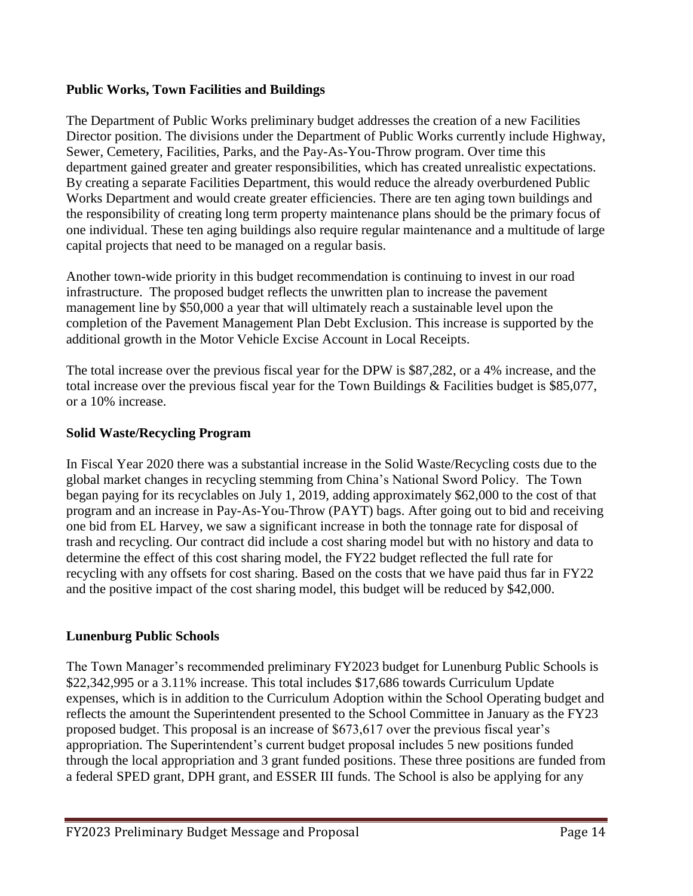**Public Works, Town Facilities and Buildings**

The Department of Public Works preliminary budget addresses the creation of a new Facilities Director position. The divisions under the Department of Public Works currently include Highway, Sewer, Cemetery, Facilities, Parks, and the Pay-As-You-Throw program. Over time this department gained greater and greater responsibilities, which has created unrealistic expectations. By creating a separate Facilities Department, this would reduce the already overburdened Public Works Department and would create greater efficiencies. There are ten aging town buildings and the responsibility of creating long term property maintenance plans should be the primary focus of one individual. These ten aging buildings also require regular maintenance and a multitude of large capital projects that need to be managed on a regular basis.

Another town-wide priority in this budget recommendation is continuing to invest in our road infrastructure. The proposed budget reflects the unwritten plan to increase the pavement management line by $50,000 a year that will ultimately reach a sustainable level upon the completion of the Pavement Management Plan Debt Exclusion. This increase is supported by the additional growth in the Motor Vehicle Excise Account in Local Receipts.

The total increase over the previous fiscal year for the DPW is $87,282, or a 4% increase, and the total increase over the previous fiscal year for the Town Buildings & Facilities budget is $85,077, or a 10% increase.

**Solid Waste/Recycling Program**

In Fiscal Year 2020 there was a substantial increase in the Solid Waste/Recycling costs due to the global market changes in recycling stemming from China's National Sword Policy. The Town began paying for its recyclables on July 1, 2019, adding approximately $62,000 to the cost of that program and an increase in Pay-As-You-Throw (PAYT) bags. After going out to bid and receiving one bid from EL Harvey, we saw a significant increase in both the tonnage rate for disposal of trash and recycling. Our contract did include a cost sharing model but with no history and data to determine the effect of this cost sharing model, the FY22 budget reflected the full rate for recycling with any offsets for cost sharing. Based on the costs that we have paid thus far in FY22 and the positive impact of the cost sharing model, this budget will be reduced by $42,000.

**Lunenburg Public Schools**

The Town Manager's recommended preliminary FY2023 budget for Lunenburg Public Schools is $22,342,995 or a 3.11% increase. This total includes $17,686 towards Curriculum Update expenses, which is in addition to the Curriculum Adoption within the School Operating budget and reflects the amount the Superintendent presented to the School Committee in January as the FY23 proposed budget. This proposal is an increase of $673,617 over the previous fiscal year's appropriation. The Superintendent's current budget proposal includes 5 new positions funded through the local appropriation and 3 grant funded positions. These three positions are funded from a federal SPED grant, DPH grant, and ESSER III funds. The School is also be applying for any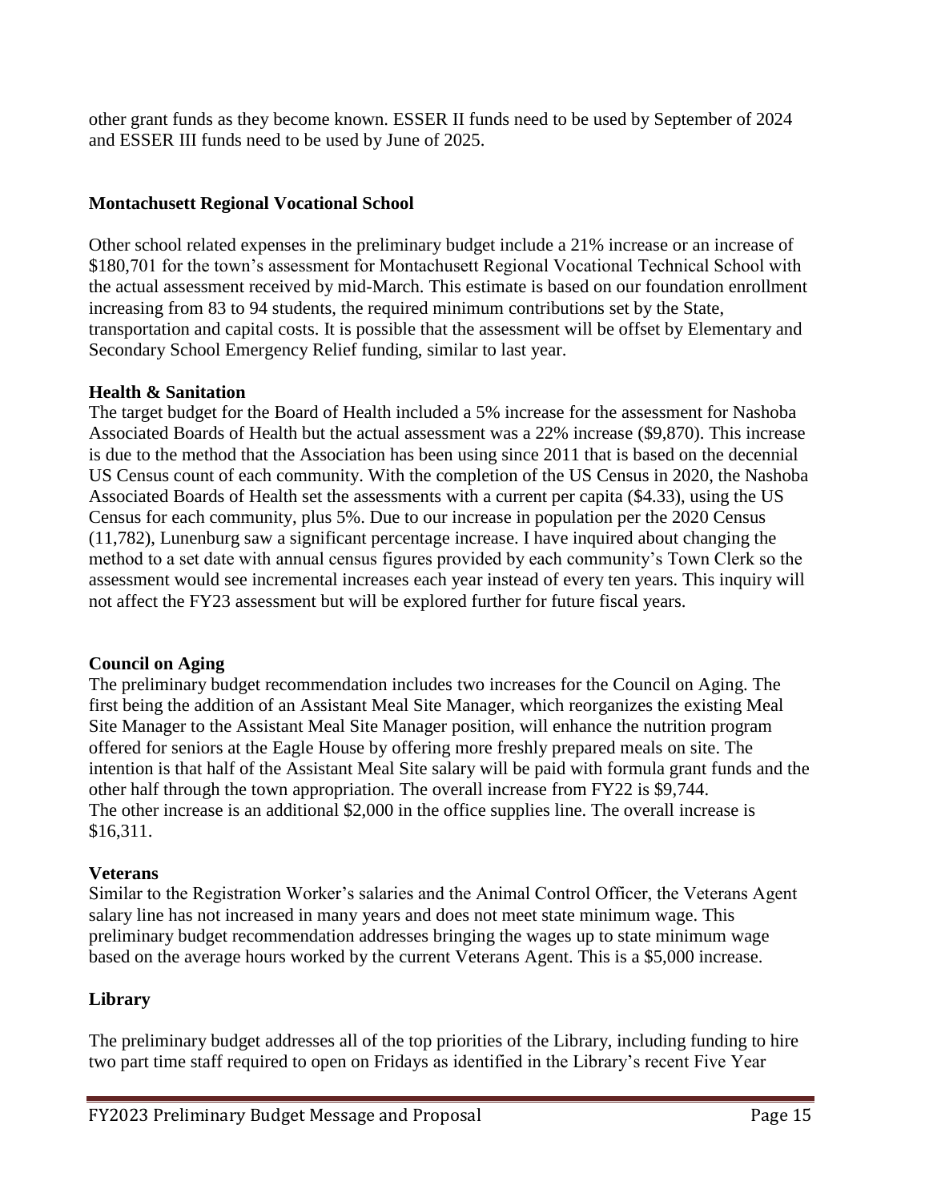other grant funds as they become known. ESSER II funds need to be used by September of 2024 and ESSER III funds need to be used by June of 2025.

**Montachusett Regional Vocational School**

Other school related expenses in the preliminary budget include a 21% increase or an increase of $180,701 for the town's assessment for Montachusett Regional Vocational Technical School with the actual assessment received by mid-March. This estimate is based on our foundation enrollment increasing from 83 to 94 students, the required minimum contributions set by the State, transportation and capital costs. It is possible that the assessment will be offset by Elementary and Secondary School Emergency Relief funding, similar to last year.

**Health & Sanitation**

The target budget for the Board of Health included a 5% increase for the assessment for Nashoba Associated Boards of Health but the actual assessment was a 22% increase ($9,870). This increase is due to the method that the Association has been using since 2011 that is based on the decennial US Census count of each community. With the completion of the US Census in 2020, the Nashoba Associated Boards of Health set the assessments with a current per capita ($4.33), using the US Census for each community, plus 5%. Due to our increase in population per the 2020 Census (11,782), Lunenburg saw a significant percentage increase. I have inquired about changing the method to a set date with annual census figures provided by each community's Town Clerk so the assessment would see incremental increases each year instead of every ten years. This inquiry will not affect the FY23 assessment but will be explored further for future fiscal years.

**Council on Aging**

The preliminary budget recommendation includes two increases for the Council on Aging. The first being the addition of an Assistant Meal Site Manager, which reorganizes the existing Meal Site Manager to the Assistant Meal Site Manager position, will enhance the nutrition program offered for seniors at the Eagle House by offering more freshly prepared meals on site. The intention is that half of the Assistant Meal Site salary will be paid with formula grant funds and the other half through the town appropriation. The overall increase from FY22 is $9,744.
The other increase is an additional $2,000 in the office supplies line. The overall increase is $16,311.

**Veterans**

Similar to the Registration Worker's salaries and the Animal Control Officer, the Veterans Agent salary line has not increased in many years and does not meet state minimum wage. This preliminary budget recommendation addresses bringing the wages up to state minimum wage based on the average hours worked by the current Veterans Agent. This is a $5,000 increase.

**Library**

The preliminary budget addresses all of the top priorities of the Library, including funding to hire two part time staff required to open on Fridays as identified in the Library's recent Five Year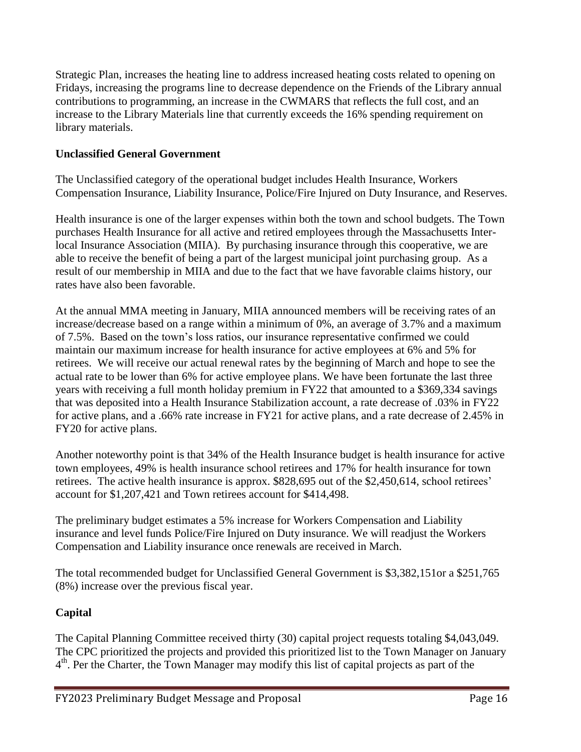Strategic Plan, increases the heating line to address increased heating costs related to opening on Fridays, increasing the programs line to decrease dependence on the Friends of the Library annual contributions to programming, an increase in the CWMARS that reflects the full cost, and an increase to the Library Materials line that currently exceeds the 16% spending requirement on library materials.

### Unclassified General Government

The Unclassified category of the operational budget includes Health Insurance, Workers Compensation Insurance, Liability Insurance, Police/Fire Injured on Duty Insurance, and Reserves.

Health insurance is one of the larger expenses within both the town and school budgets. The Town purchases Health Insurance for all active and retired employees through the Massachusetts Inter-local Insurance Association (MIIA). By purchasing insurance through this cooperative, we are able to receive the benefit of being a part of the largest municipal joint purchasing group. As a result of our membership in MIIA and due to the fact that we have favorable claims history, our rates have also been favorable.

At the annual MMA meeting in January, MIIA announced members will be receiving rates of an increase/decrease based on a range within a minimum of 0%, an average of 3.7% and a maximum of 7.5%. Based on the town's loss ratios, our insurance representative confirmed we could maintain our maximum increase for health insurance for active employees at 6% and 5% for retirees. We will receive our actual renewal rates by the beginning of March and hope to see the actual rate to be lower than 6% for active employee plans. We have been fortunate the last three years with receiving a full month holiday premium in FY22 that amounted to a $369,334 savings that was deposited into a Health Insurance Stabilization account, a rate decrease of .03% in FY22 for active plans, and a .66% rate increase in FY21 for active plans, and a rate decrease of 2.45% in FY20 for active plans.

Another noteworthy point is that 34% of the Health Insurance budget is health insurance for active town employees, 49% is health insurance school retirees and 17% for health insurance for town retirees. The active health insurance is approx. $828,695 out of the $2,450,614, school retirees' account for $1,207,421 and Town retirees account for $414,498.

The preliminary budget estimates a 5% increase for Workers Compensation and Liability insurance and level funds Police/Fire Injured on Duty insurance. We will readjust the Workers Compensation and Liability insurance once renewals are received in March.

The total recommended budget for Unclassified General Government is $3,382,151or a $251,765 (8%) increase over the previous fiscal year.

### Capital

The Capital Planning Committee received thirty (30) capital project requests totaling $4,043,049. The CPC prioritized the projects and provided this prioritized list to the Town Manager on January 4th. Per the Charter, the Town Manager may modify this list of capital projects as part of the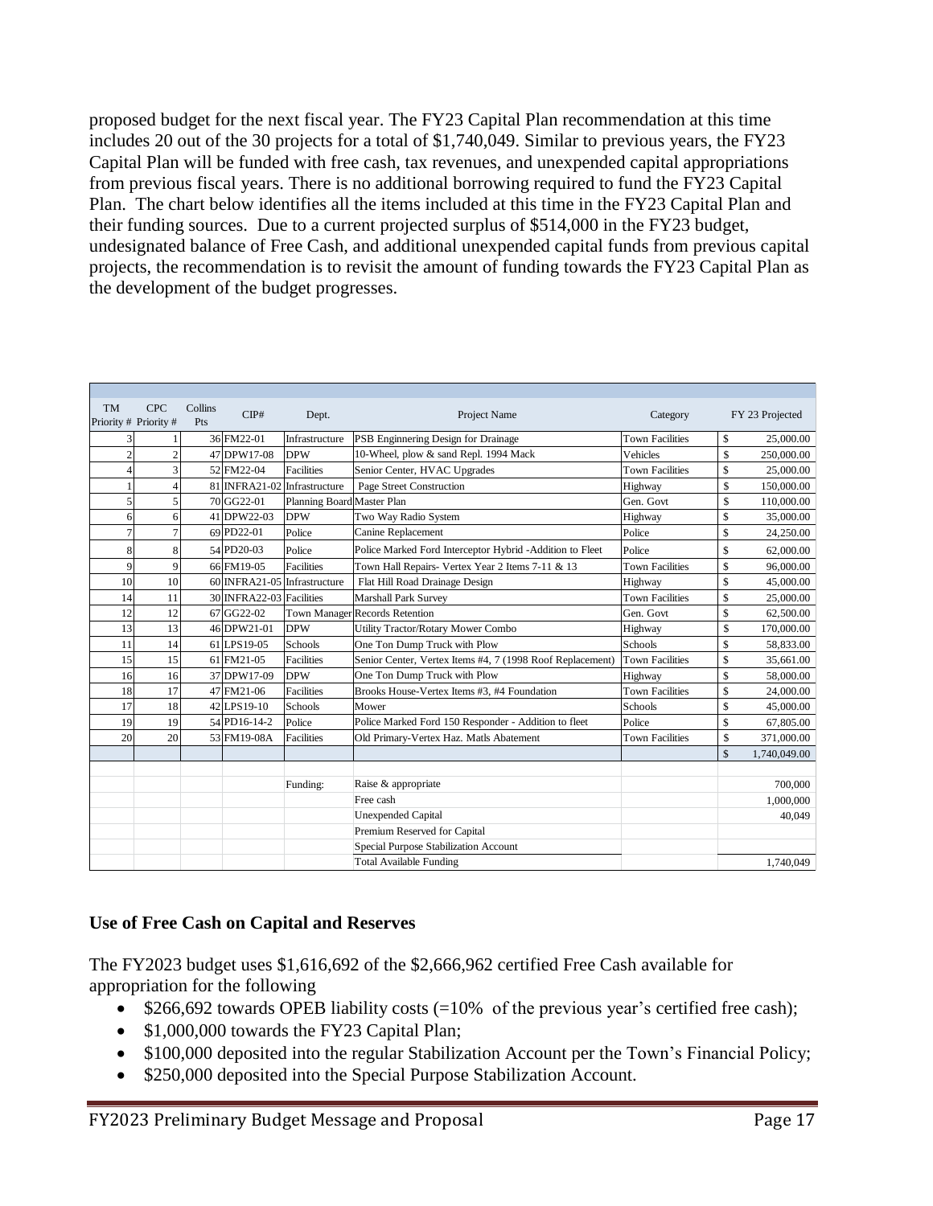proposed budget for the next fiscal year. The FY23 Capital Plan recommendation at this time includes 20 out of the 30 projects for a total of $1,740,049. Similar to previous years, the FY23 Capital Plan will be funded with free cash, tax revenues, and unexpended capital appropriations from previous fiscal years. There is no additional borrowing required to fund the FY23 Capital Plan. The chart below identifies all the items included at this time in the FY23 Capital Plan and their funding sources. Due to a current projected surplus of $514,000 in the FY23 budget, undesignated balance of Free Cash, and additional unexpended capital funds from previous capital projects, the recommendation is to revisit the amount of funding towards the FY23 Capital Plan as the development of the budget progresses.

| TM Priority # | CPC Priority # | Collins Pts | CIP# | Dept. | Project Name | Category | FY 23 Projected |
|---|---|---|---|---|---|---|---|
| 3 | 1 | 36 | FM22-01 | Infrastructure | PSB Enginnering Design for Drainage | Town Facilities | $ 25,000.00 |
| 2 | 2 | 47 | DPW17-08 | DPW | 10-Wheel, plow & sand Repl. 1994 Mack | Vehicles | $ 250,000.00 |
| 4 | 3 | 52 | FM22-04 | Facilities | Senior Center, HVAC Upgrades | Town Facilities | $ 25,000.00 |
| 1 | 4 | 81 | INFRA21-02 | Infrastructure | Page Street Construction | Highway | $ 150,000.00 |
| 5 | 5 | 70 | GG22-01 | Planning Board | Master Plan | Gen. Govt | $ 110,000.00 |
| 6 | 6 | 41 | DPW22-03 | DPW | Two Way Radio System | Highway | $ 35,000.00 |
| 7 | 7 | 69 | PD22-01 | Police | Canine Replacement | Police | $ 24,250.00 |
| 8 | 8 | 54 | PD20-03 | Police | Police Marked Ford Interceptor Hybrid -Addition to Fleet | Police | $ 62,000.00 |
| 9 | 9 | 66 | FM19-05 | Facilities | Town Hall Repairs- Vertex Year 2 Items 7-11 & 13 | Town Facilities | $ 96,000.00 |
| 10 | 10 | 60 | INFRA21-05 | Infrastructure | Flat Hill Road Drainage Design | Highway | $ 45,000.00 |
| 14 | 11 | 30 | INFRA22-03 | Facilities | Marshall Park Survey | Town Facilities | $ 25,000.00 |
| 12 | 12 | 67 | GG22-02 | Town Manager | Records Retention | Gen. Govt | $ 62,500.00 |
| 13 | 13 | 46 | DPW21-01 | DPW | Utility Tractor/Rotary Mower Combo | Highway | $ 170,000.00 |
| 11 | 14 | 61 | LPS19-05 | Schools | One Ton Dump Truck with Plow | Schools | $ 58,833.00 |
| 15 | 15 | 61 | FM21-05 | Facilities | Senior Center, Vertex Items #4, 7 (1998 Roof Replacement) | Town Facilities | $ 35,661.00 |
| 16 | 16 | 37 | DPW17-09 | DPW | One Ton Dump Truck with Plow | Highway | $ 58,000.00 |
| 18 | 17 | 47 | FM21-06 | Facilities | Brooks House-Vertex Items #3, #4 Foundation | Town Facilities | $ 24,000.00 |
| 17 | 18 | 42 | LPS19-10 | Schools | Mower | Schools | $ 45,000.00 |
| 19 | 19 | 54 | PD16-14-2 | Police | Police Marked Ford 150 Responder - Addition to fleet | Police | $ 67,805.00 |
| 20 | 20 | 53 | FM19-08A | Facilities | Old Primary-Vertex Haz. Matls Abatement | Town Facilities | $ 371,000.00 |
| | | | | | | | $ 1,740,049.00 |
| | | | | | | | |
| | | | | Funding: | Raise & appropriate | | 700,000 |
| | | | | | Free cash | | 1,000,000 |
| | | | | | Unexpended Capital | | 40,049 |
| | | | | | Premium Reserved for Capital | | |
| | | | | | Special Purpose Stabilization Account | | |
| | | | | | Total Available Funding | | 1,740,049 |

### Use of Free Cash on Capital and Reserves

The FY2023 budget uses $1,616,692 of the $2,666,962 certified Free Cash available for appropriation for the following

- $266,692 towards OPEB liability costs (=10% of the previous year's certified free cash);
- $1,000,000 towards the FY23 Capital Plan;
- $100,000 deposited into the regular Stabilization Account per the Town's Financial Policy;
- $250,000 deposited into the Special Purpose Stabilization Account.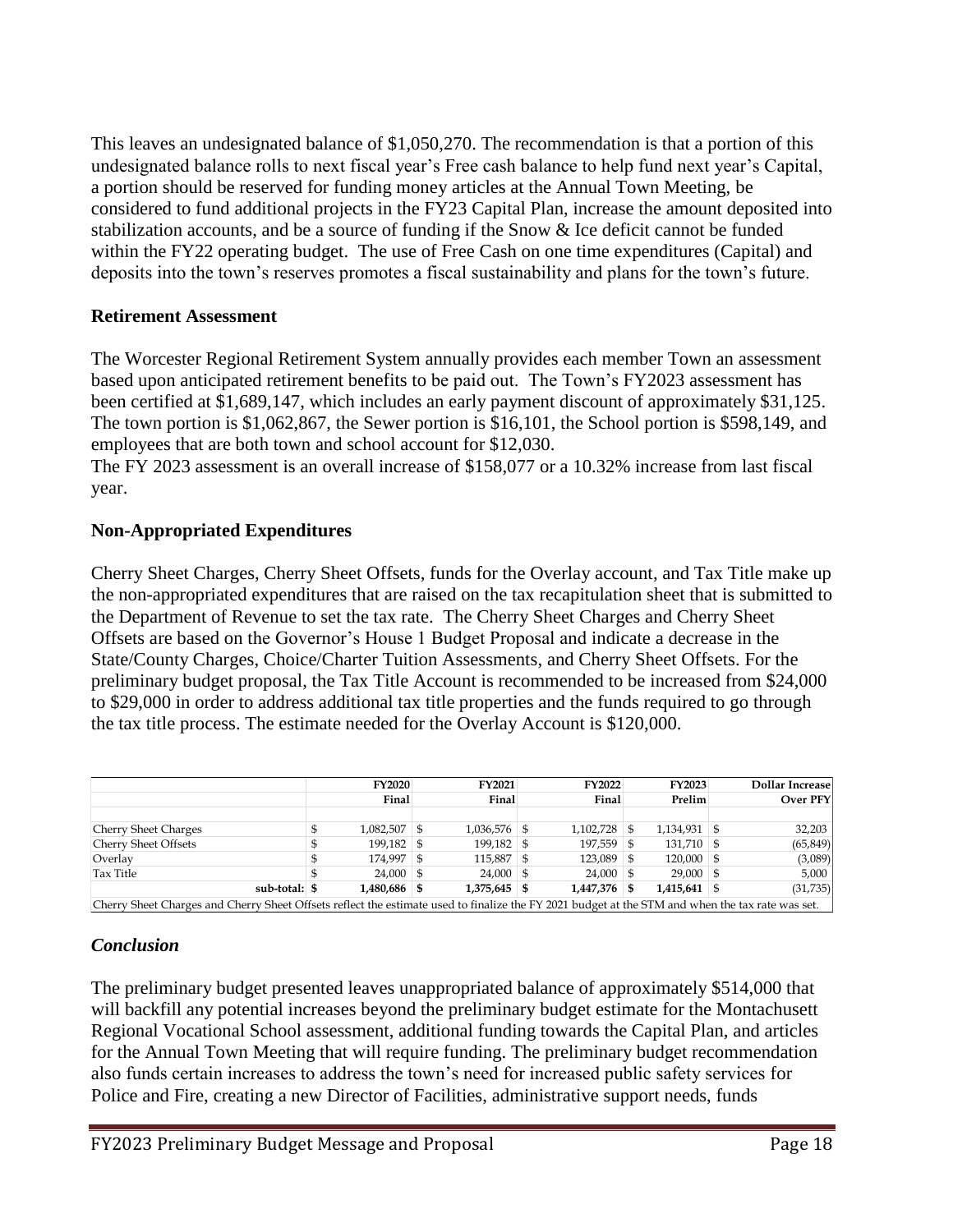This leaves an undesignated balance of $1,050,270. The recommendation is that a portion of this undesignated balance rolls to next fiscal year's Free cash balance to help fund next year's Capital, a portion should be reserved for funding money articles at the Annual Town Meeting, be considered to fund additional projects in the FY23 Capital Plan, increase the amount deposited into stabilization accounts, and be a source of funding if the Snow & Ice deficit cannot be funded within the FY22 operating budget. The use of Free Cash on one time expenditures (Capital) and deposits into the town's reserves promotes a fiscal sustainability and plans for the town's future.

### Retirement Assessment

The Worcester Regional Retirement System annually provides each member Town an assessment based upon anticipated retirement benefits to be paid out. The Town's FY2023 assessment has been certified at $1,689,147, which includes an early payment discount of approximately $31,125. The town portion is $1,062,867, the Sewer portion is $16,101, the School portion is $598,149, and employees that are both town and school account for $12,030.

The FY 2023 assessment is an overall increase of $158,077 or a 10.32% increase from last fiscal year.

### Non-Appropriated Expenditures

Cherry Sheet Charges, Cherry Sheet Offsets, funds for the Overlay account, and Tax Title make up the non-appropriated expenditures that are raised on the tax recapitulation sheet that is submitted to the Department of Revenue to set the tax rate. The Cherry Sheet Charges and Cherry Sheet Offsets are based on the Governor's House 1 Budget Proposal and indicate a decrease in the State/County Charges, Choice/Charter Tuition Assessments, and Cherry Sheet Offsets. For the preliminary budget proposal, the Tax Title Account is recommended to be increased from $24,000 to $29,000 in order to address additional tax title properties and the funds required to go through the tax title process. The estimate needed for the Overlay Account is $120,000.

| | FY2020 Final | FY2021 Final | FY2022 Final | FY2023 Prelim | Dollar Increase Over PFY |
|---|---|---|---|---|---|
| Cherry Sheet Charges | $ 1,082,507 | $ 1,036,576 | $ 1,102,728 | $ 1,134,931 | $ 32,203 |
| Cherry Sheet Offsets | $ 199,182 | $ 199,182 | $ 197,559 | $ 131,710 | $ (65,849) |
| Overlay | $ 174,997 | $ 115,887 | $ 123,089 | $ 120,000 | $ (3,089) |
| Tax Title | $ 24,000 | $ 24,000 | $ 24,000 | $ 29,000 | $ 5,000 |
| **sub-total:** | **$ 1,480,686** | **$ 1,375,645** | **$ 1,447,376** | **$ 1,415,641** | $ (31,735) |

Cherry Sheet Charges and Cherry Sheet Offsets reflect the estimate used to finalize the FY 2021 budget at the STM and when the tax rate was set.

### *Conclusion*

The preliminary budget presented leaves unappropriated balance of approximately $514,000 that will backfill any potential increases beyond the preliminary budget estimate for the Montachusett Regional Vocational School assessment, additional funding towards the Capital Plan, and articles for the Annual Town Meeting that will require funding. The preliminary budget recommendation also funds certain increases to address the town's need for increased public safety services for Police and Fire, creating a new Director of Facilities, administrative support needs, funds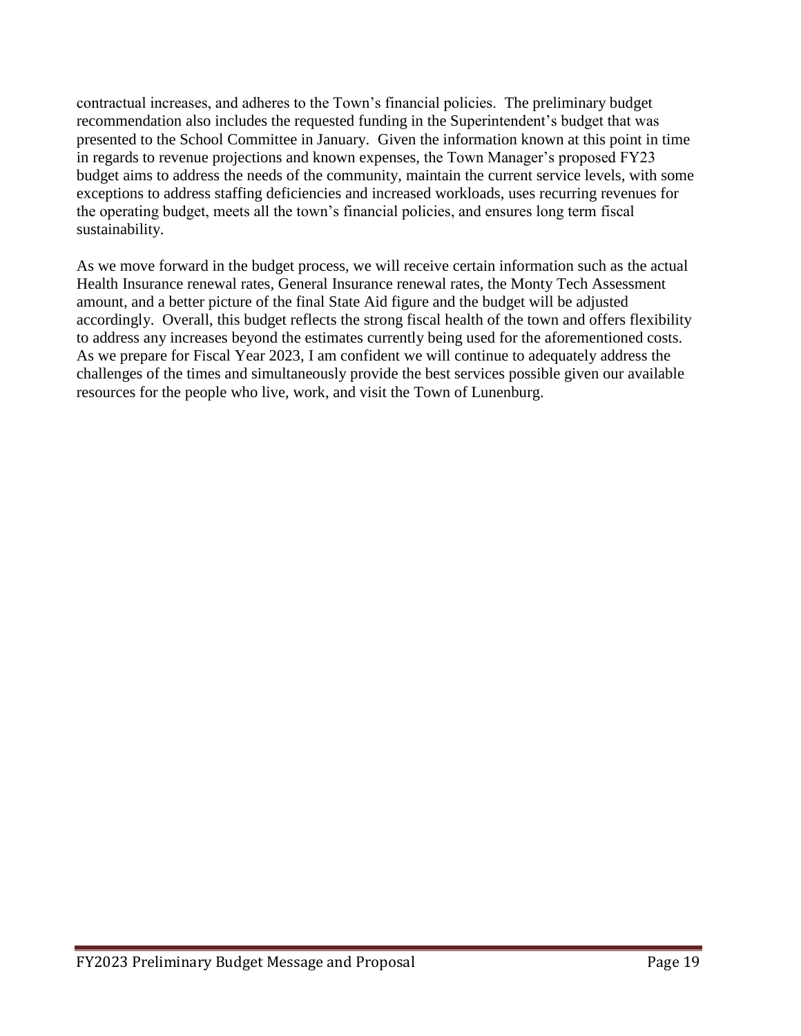contractual increases, and adheres to the Town's financial policies. The preliminary budget recommendation also includes the requested funding in the Superintendent's budget that was presented to the School Committee in January. Given the information known at this point in time in regards to revenue projections and known expenses, the Town Manager's proposed FY23 budget aims to address the needs of the community, maintain the current service levels, with some exceptions to address staffing deficiencies and increased workloads, uses recurring revenues for the operating budget, meets all the town's financial policies, and ensures long term fiscal sustainability.

As we move forward in the budget process, we will receive certain information such as the actual Health Insurance renewal rates, General Insurance renewal rates, the Monty Tech Assessment amount, and a better picture of the final State Aid figure and the budget will be adjusted accordingly. Overall, this budget reflects the strong fiscal health of the town and offers flexibility to address any increases beyond the estimates currently being used for the aforementioned costs. As we prepare for Fiscal Year 2023, I am confident we will continue to adequately address the challenges of the times and simultaneously provide the best services possible given our available resources for the people who live, work, and visit the Town of Lunenburg.